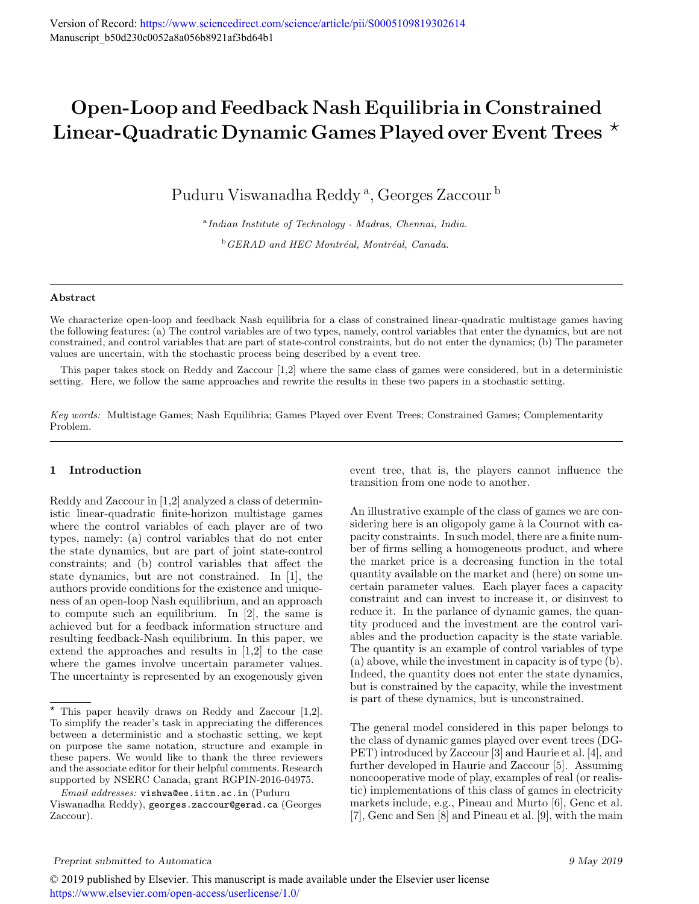Version of Record: https://www.sciencedirect.com/science/article/pii/S0005109819302614
Manuscript_b50d230c0052a8a056b8921af3bd64b1

# Open-Loop and Feedback Nash Equilibria in Constrained Linear-Quadratic Dynamic Games Played over Event Trees ⋆

Puduru Viswanadha Reddy [a], Georges Zaccour [b]

[a] *Indian Institute of Technology - Madras, Chennai, India.*

[b] *GERAD and HEC Montréal, Montréal, Canada.*

---

**Abstract**

We characterize open-loop and feedback Nash equilibria for a class of constrained linear-quadratic multistage games having the following features: (a) The control variables are of two types, namely, control variables that enter the dynamics, but are not constrained, and control variables that are part of state-control constraints, but do not enter the dynamics; (b) The parameter values are uncertain, with the stochastic process being described by a event tree.

This paper takes stock on Reddy and Zaccour [1,2] where the same class of games were considered, but in a deterministic setting. Here, we follow the same approaches and rewrite the results in these two papers in a stochastic setting.

*Key words:* Multistage Games; Nash Equilibria; Games Played over Event Trees; Constrained Games; Complementarity Problem.

---

## 1 Introduction

Reddy and Zaccour in [1,2] analyzed a class of deterministic linear-quadratic finite-horizon multistage games where the control variables of each player are of two types, namely: (a) control variables that do not enter the state dynamics, but are part of joint state-control constraints; and (b) control variables that affect the state dynamics, but are not constrained. In [1], the authors provide conditions for the existence and uniqueness of an open-loop Nash equilibrium, and an approach to compute such an equilibrium. In [2], the same is achieved but for a feedback information structure and resulting feedback-Nash equilibrium. In this paper, we extend the approaches and results in [1,2] to the case where the games involve uncertain parameter values. The uncertainty is represented by an exogenously given event tree, that is, the players cannot influence the transition from one node to another.

An illustrative example of the class of games we are considering here is an oligopoly game à la Cournot with capacity constraints. In such model, there are a finite number of firms selling a homogeneous product, and where the market price is a decreasing function in the total quantity available on the market and (here) on some uncertain parameter values. Each player faces a capacity constraint and can invest to increase it, or disinvest to reduce it. In the parlance of dynamic games, the quantity produced and the investment are the control variables and the production capacity is the state variable. The quantity is an example of control variables of type (a) above, while the investment in capacity is of type (b). Indeed, the quantity does not enter the state dynamics, but is constrained by the capacity, while the investment is part of these dynamics, but is unconstrained.

The general model considered in this paper belongs to the class of dynamic games played over event trees (DG-PET) introduced by Zaccour [3] and Haurie et al. [4], and further developed in Haurie and Zaccour [5]. Assuming noncooperative mode of play, examples of real (or realistic) implementations of this class of games in electricity markets include, e.g., Pineau and Murto [6], Genc et al. [7], Genc and Sen [8] and Pineau et al. [9], with the main

---

⋆ This paper heavily draws on Reddy and Zaccour [1,2]. To simplify the reader's task in appreciating the differences between a deterministic and a stochastic setting, we kept on purpose the same notation, structure and example in these papers. We would like to thank the three reviewers and the associate editor for their helpful comments. Research supported by NSERC Canada, grant RGPIN-2016-04975.

*Email addresses:* vishwa@ee.iitm.ac.in (Puduru Viswanadha Reddy), georges.zaccour@gerad.ca (Georges Zaccour).

Preprint submitted to Automatica — 9 May 2019

© 2019 published by Elsevier. This manuscript is made available under the Elsevier user license
https://www.elsevier.com/open-access/userlicense/1.0/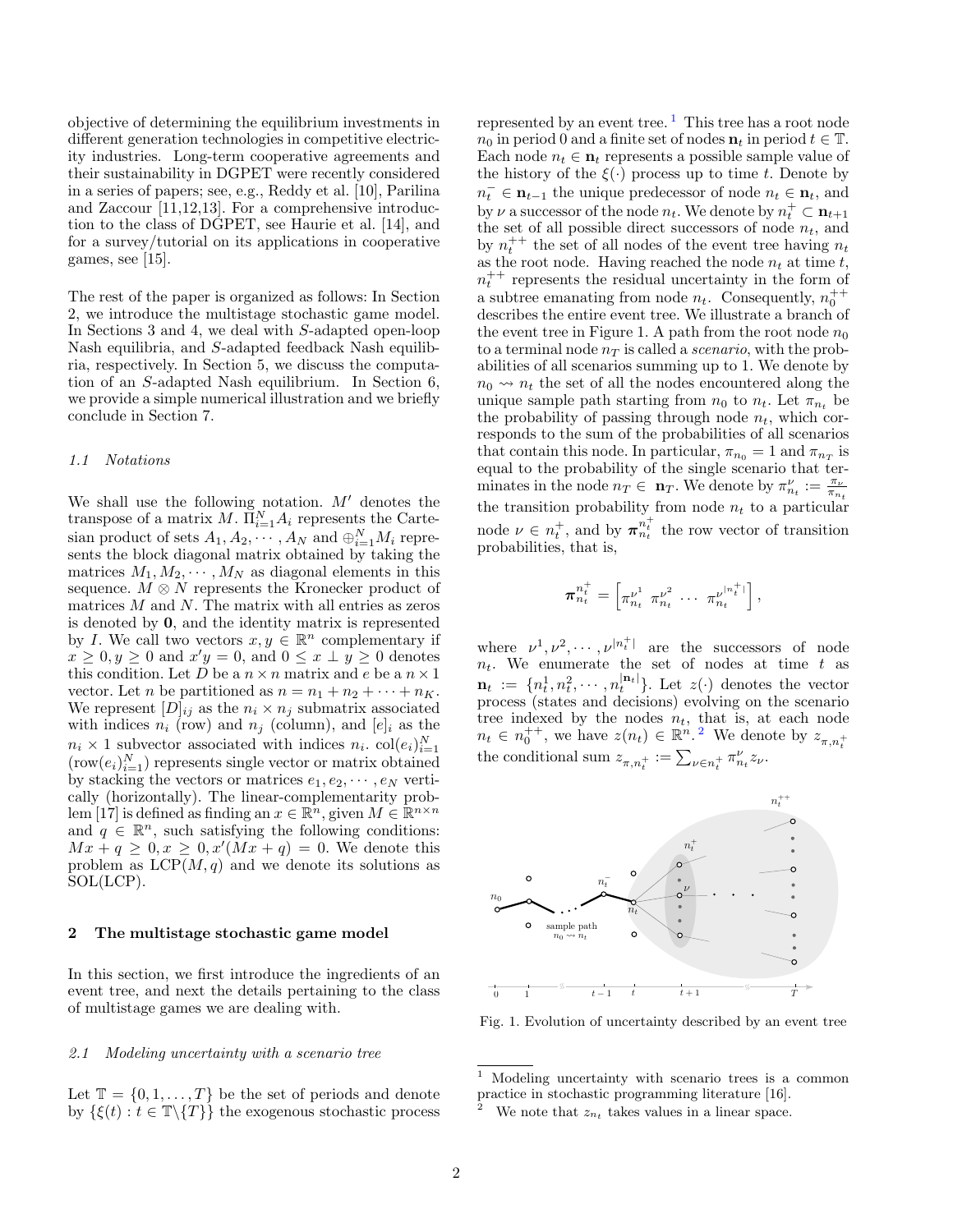objective of determining the equilibrium investments in different generation technologies in competitive electricity industries. Long-term cooperative agreements and their sustainability in DGPET were recently considered in a series of papers; see, e.g., Reddy et al. [10], Parilina and Zaccour [11,12,13]. For a comprehensive introduction to the class of DGPET, see Haurie et al. [14], and for a survey/tutorial on its applications in cooperative games, see [15].

The rest of the paper is organized as follows: In Section 2, we introduce the multistage stochastic game model. In Sections 3 and 4, we deal with $S$-adapted open-loop Nash equilibria, and $S$-adapted feedback Nash equilibria, respectively. In Section 5, we discuss the computation of an $S$-adapted Nash equilibrium. In Section 6, we provide a simple numerical illustration and we briefly conclude in Section 7.

### *1.1 Notations*

We shall use the following notation. $M'$ denotes the transpose of a matrix $M$. $\Pi_{i=1}^N A_i$ represents the Cartesian product of sets $A_1, A_2, \cdots, A_N$ and $\oplus_{i=1}^N M_i$ represents the block diagonal matrix obtained by taking the matrices $M_1, M_2, \cdots, M_N$ as diagonal elements in this sequence. $M \otimes N$ represents the Kronecker product of matrices $M$ and $N$. The matrix with all entries as zeros is denoted by $\mathbf{0}$, and the identity matrix is represented by $I$. We call two vectors $x, y \in \mathbb{R}^n$ complementary if $x \geq 0, y \geq 0$ and $x'y = 0$, and $0 \leq x \perp y \geq 0$ denotes this condition. Let $D$ be a $n \times n$ matrix and $e$ be a $n \times 1$ vector. Let $n$ be partitioned as $n = n_1 + n_2 + \cdots + n_K$. We represent $[D]_{ij}$ as the $n_i \times n_j$ submatrix associated with indices $n_i$ (row) and $n_j$ (column), and $[e]_i$ as the $n_i \times 1$ subvector associated with indices $n_i$. $\text{col}(e_i)_{i=1}^N$ ($\text{row}(e_i)_{i=1}^N$) represents single vector or matrix obtained by stacking the vectors or matrices $e_1, e_2, \cdots, e_N$ vertically (horizontally). The linear-complementarity problem [17] is defined as finding an $x \in \mathbb{R}^n$, given $M \in \mathbb{R}^{n \times n}$ and $q \in \mathbb{R}^n$, such satisfying the following conditions: $Mx + q \geq 0, x \geq 0, x'(Mx + q) = 0$. We denote this problem as $\text{LCP}(M, q)$ and we denote its solutions as SOL(LCP).

## 2 The multistage stochastic game model

In this section, we first introduce the ingredients of an event tree, and next the details pertaining to the class of multistage games we are dealing with.

### *2.1 Modeling uncertainty with a scenario tree*

Let $\mathbb{T} = \{0, 1, \ldots, T\}$ be the set of periods and denote by $\{\xi(t) : t \in \mathbb{T}\backslash\{T\}\}$ the exogenous stochastic process represented by an event tree. [1] This tree has a root node $n_0$ in period 0 and a finite set of nodes $\mathbf{n}_t$ in period $t \in \mathbb{T}$. Each node $n_t \in \mathbf{n}_t$ represents a possible sample value of the history of the $\xi(\cdot)$ process up to time $t$. Denote by $n_t^- \in \mathbf{n}_{t-1}$ the unique predecessor of node $n_t \in \mathbf{n}_t$, and by $\nu$ a successor of the node $n_t$. We denote by $n_t^+ \subset \mathbf{n}_{t+1}$ the set of all possible direct successors of node $n_t$, and by $n_t^{++}$ the set of all nodes of the event tree having $n_t$ as the root node. Having reached the node $n_t$ at time $t$, $n_t^{++}$ represents the residual uncertainty in the form of a subtree emanating from node $n_t$. Consequently, $n_0^{++}$ describes the entire event tree. We illustrate a branch of the event tree in Figure 1. A path from the root node $n_0$ to a terminal node $n_T$ is called a *scenario*, with the probabilities of all scenarios summing up to 1. We denote by $n_0 \rightsquigarrow n_t$ the set of all the nodes encountered along the unique sample path starting from $n_0$ to $n_t$. Let $\pi_{n_t}$ be the probability of passing through node $n_t$, which corresponds to the sum of the probabilities of all scenarios that contain this node. In particular, $\pi_{n_0} = 1$ and $\pi_{n_T}$ is equal to the probability of the single scenario that terminates in the node $n_T \in \mathbf{n}_T$. We denote by $\pi_{n_t}^\nu := \frac{\pi_\nu}{\pi_{n_t}}$ the transition probability from node $n_t$ to a particular node $\nu \in n_t^+$, and by $\boldsymbol{\pi}_{n_t}^{n_t^+}$ the row vector of transition probabilities, that is,

$$\boldsymbol{\pi}_{n_t}^{n_t^+} = \left[\pi_{n_t}^{\nu^1} \ \pi_{n_t}^{\nu^2} \ \cdots \ \pi_{n_t}^{\nu^{|n_t^+|}}\right],$$

where $\nu^1, \nu^2, \cdots, \nu^{|n_t^+|}$ are the successors of node $n_t$. We enumerate the set of nodes at time $t$ as $\mathbf{n}_t := \{n_t^1, n_t^2, \cdots, n_t^{|\mathbf{n}_t|}\}$. Let $z(\cdot)$ denotes the vector process (states and decisions) evolving on the scenario tree indexed by the nodes $n_t$, that is, at each node $n_t \in n_0^{++}$, we have $z(n_t) \in \mathbb{R}^n$. [2] We denote by $z_{\pi, n_t^+}$ the conditional sum $z_{\pi, n_t^+} := \sum_{\nu \in n_t^+} \pi_{n_t}^\nu z_\nu$.

Fig. 1. Evolution of uncertainty described by an event tree

[1] Modeling uncertainty with scenario trees is a common practice in stochastic programming literature [16].

[2] We note that $z_{n_t}$ takes values in a linear space.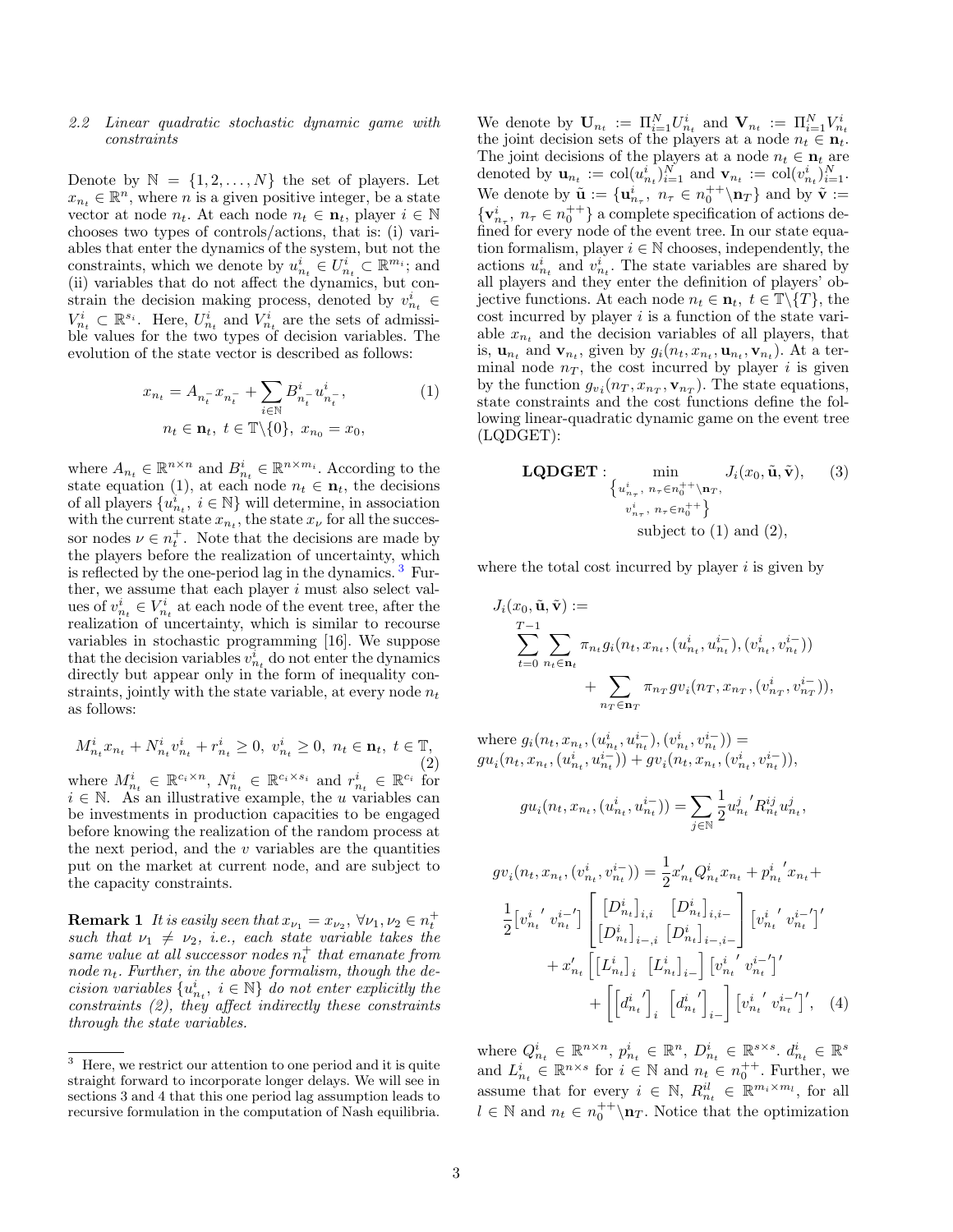### 2.2 Linear quadratic stochastic dynamic game with constraints

Denote by $\mathbb{N} = \{1, 2, \ldots, N\}$ the set of players. Let $x_{n_t} \in \mathbb{R}^n$, where $n$ is a given positive integer, be a state vector at node $n_t$. At each node $n_t \in \mathbf{n}_t$, player $i \in \mathbb{N}$ chooses two types of controls/actions, that is: (i) variables that enter the dynamics of the system, but not the constraints, which we denote by $u^i_{n_t} \in U^i_{n_t} \subset \mathbb{R}^{m_i}$; and (ii) variables that do not affect the dynamics, but constrain the decision making process, denoted by $v^i_{n_t} \in V^i_{n_t} \subset \mathbb{R}^{s_i}$. Here, $U^i_{n_t}$ and $V^i_{n_t}$ are the sets of admissible values for the two types of decision variables. The evolution of the state vector is described as follows:

$$x_{n_t} = A_{n_t^-} x_{n_t^-} + \sum_{i \in \mathbb{N}} B^i_{n_t^-} u^i_{n_t^-}, \tag{1}$$
$$n_t \in \mathbf{n}_t,\ t \in \mathbb{T} \backslash \{0\},\ x_{n_0} = x_0,$$

where $A_{n_t} \in \mathbb{R}^{n \times n}$ and $B^i_{n_t} \in \mathbb{R}^{n \times m_i}$. According to the state equation (1), at each node $n_t \in \mathbf{n}_t$, the decisions of all players $\{u^i_{n_t},\ i \in \mathbb{N}\}$ will determine, in association with the current state $x_{n_t}$, the state $x_\nu$ for all the successor nodes $\nu \in n_t^+$. Note that the decisions are made by the players before the realization of uncertainty, which is reflected by the one-period lag in the dynamics. [3] Further, we assume that each player $i$ must also select values of $v^i_{n_t} \in V^i_{n_t}$ at each node of the event tree, after the realization of uncertainty, which is similar to recourse variables in stochastic programming [16]. We suppose that the decision variables $v^i_{n_t}$ do not enter the dynamics directly but appear only in the form of inequality constraints, jointly with the state variable, at every node $n_t$ as follows:

$$M^i_{n_t} x_{n_t} + N^i_{n_t} v^i_{n_t} + r^i_{n_t} \geq 0,\ v^i_{n_t} \geq 0,\ n_t \in \mathbf{n}_t,\ t \in \mathbb{T}, \tag{2}$$

where $M^i_{n_t} \in \mathbb{R}^{c_i \times n}$, $N^i_{n_t} \in \mathbb{R}^{c_i \times s_i}$ and $r^i_{n_t} \in \mathbb{R}^{c_i}$ for $i \in \mathbb{N}$. As an illustrative example, the $u$ variables can be investments in production capacities to be engaged before knowing the realization of the random process at the next period, and the $v$ variables are the quantities put on the market at current node, and are subject to the capacity constraints.

**Remark 1** *It is easily seen that $x_{\nu_1} = x_{\nu_2},\ \forall \nu_1, \nu_2 \in n_t^+$ such that $\nu_1 \neq \nu_2$, i.e., each state variable takes the same value at all successor nodes $n_t^+$ that emanate from node $n_t$. Further, in the above formalism, though the decision variables $\{u^i_{n_t},\ i \in \mathbb{N}\}$ do not enter explicitly the constraints (2), they affect indirectly these constraints through the state variables.*

[3] Here, we restrict our attention to one period and it is quite straight forward to incorporate longer delays. We will see in sections 3 and 4 that this one period lag assumption leads to recursive formulation in the computation of Nash equilibria.

We denote by $\mathbf{U}_{n_t} := \Pi_{i=1}^N U^i_{n_t}$ and $\mathbf{V}_{n_t} := \Pi_{i=1}^N V^i_{n_t}$ the joint decision sets of the players at a node $n_t \in \mathbf{n}_t$. The joint decisions of the players at a node $n_t \in \mathbf{n}_t$ are denoted by $\mathbf{u}_{n_t} := \mathrm{col}(u^i_{n_t})_{i=1}^N$ and $\mathbf{v}_{n_t} := \mathrm{col}(v^i_{n_t})_{i=1}^N$. We denote by $\tilde{\mathbf{u}} := \{\mathbf{u}^i_{n_\tau},\ n_\tau \in n_0^{++} \backslash \mathbf{n}_T\}$ and by $\tilde{\mathbf{v}} := \{\mathbf{v}^i_{n_\tau},\ n_\tau \in n_0^{++}\}$ a complete specification of actions defined for every node of the event tree. In our state equation formalism, player $i \in \mathbb{N}$ chooses, independently, the actions $u^i_{n_t}$ and $v^i_{n_t}$. The state variables are shared by all players and they enter the definition of players' objective functions. At each node $n_t \in \mathbf{n}_t,\ t \in \mathbb{T} \backslash \{T\}$, the cost incurred by player $i$ is a function of the state variable $x_{n_t}$ and the decision variables of all players, that is, $\mathbf{u}_{n_t}$ and $\mathbf{v}_{n_t}$, given by $g_i(n_t, x_{n_t}, \mathbf{u}_{n_t}, \mathbf{v}_{n_t})$. At a terminal node $n_T$, the cost incurred by player $i$ is given by the function $g_{v_i}(n_T, x_{n_T}, \mathbf{v}_{n_T})$. The state equations, state constraints and the cost functions define the following linear-quadratic dynamic game on the event tree (LQDGET):

$$\textbf{LQDGET}: \min_{\substack{\{u^i_{n_\tau},\ n_\tau \in n_0^{++} \backslash \mathbf{n}_T, \\ v^i_{n_\tau},\ n_\tau \in n_0^{++}\}}} J_i(x_0, \tilde{\mathbf{u}}, \tilde{\mathbf{v}}), \tag{3}$$
$$\text{subject to (1) and (2),}$$

where the total cost incurred by player $i$ is given by

$$J_i(x_0, \tilde{\mathbf{u}}, \tilde{\mathbf{v}}) := \sum_{t=0}^{T-1} \sum_{n_t \in \mathbf{n}_t} \pi_{n_t} g_i(n_t, x_{n_t}, (u^i_{n_t}, u^{i-}_{n_t}), (v^i_{n_t}, v^{i-}_{n_t})) + \sum_{n_T \in \mathbf{n}_T} \pi_{n_T} gv_i(n_T, x_{n_T}, (v^i_{n_T}, v^{i-}_{n_T})),$$

where $g_i(n_t, x_{n_t}, (u^i_{n_t}, u^{i-}_{n_t}), (v^i_{n_t}, v^{i-}_{n_t})) = gu_i(n_t, x_{n_t}, (u^i_{n_t}, u^{i-}_{n_t})) + gv_i(n_t, x_{n_t}, (v^i_{n_t}, v^{i-}_{n_t}))$,

$$gu_i(n_t, x_{n_t}, (u^i_{n_t}, u^{i-}_{n_t})) = \sum_{j \in \mathbb{N}} \frac{1}{2} u^j_{n_t}{}' R^{ij}_{n_t} u^j_{n_t},$$

$$gv_i(n_t, x_{n_t}, (v^i_{n_t}, v^{i-}_{n_t})) = \frac{1}{2} x'_{n_t} Q^i_{n_t} x_{n_t} + p^i_{n_t}{}' x_{n_t} + \frac{1}{2} \big[v^i_{n_t}{}'\ v^{i-}_{n_t}{}'\big] \begin{bmatrix} [D^i_{n_t}]_{i,i} & [D^i_{n_t}]_{i,i-} \\ [D^i_{n_t}]_{i-,i} & [D^i_{n_t}]_{i-,i-} \end{bmatrix} \big[v^i_{n_t}{}'\ v^{i-}_{n_t}{}'\big]' + x'_{n_t} \Big[ [L^i_{n_t}]_i\ \ [L^i_{n_t}]_{i-} \Big] \big[v^i_{n_t}{}'\ v^{i-}_{n_t}{}'\big]' + \Big[ \big[d^i_{n_t}{}'\big]_i\ \ \big[d^i_{n_t}{}'\big]_{i-} \Big] \big[v^i_{n_t}{}'\ v^{i-}_{n_t}{}'\big]', \tag{4}$$

where $Q^i_{n_t} \in \mathbb{R}^{n \times n}$, $p^i_{n_t} \in \mathbb{R}^n$, $D^i_{n_t} \in \mathbb{R}^{s \times s}$. $d^i_{n_t} \in \mathbb{R}^s$ and $L^i_{n_t} \in \mathbb{R}^{n \times s}$ for $i \in \mathbb{N}$ and $n_t \in n_0^{++}$. Further, we assume that for every $i \in \mathbb{N}$, $R^{il}_{n_t} \in \mathbb{R}^{m_i \times m_l}$, for all $l \in \mathbb{N}$ and $n_t \in n_0^{++} \backslash \mathbf{n}_T$. Notice that the optimization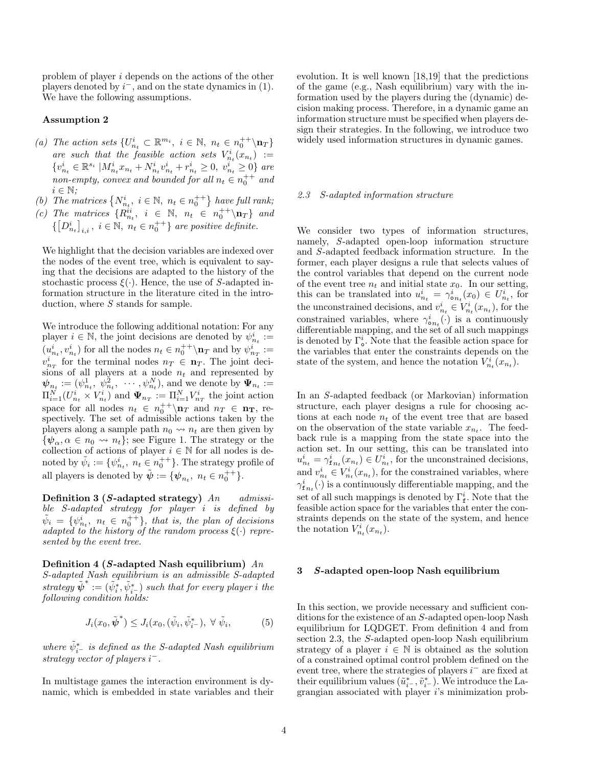problem of player $i$ depends on the actions of the other players denoted by $i^-$, and on the state dynamics in (1). We have the following assumptions.

**Assumption 2**

*(a) The action sets $\{U^i_{n_t} \subset \mathbb{R}^{m_i},\ i \in \mathbb{N},\ n_t \in n_0^{++}\backslash \mathbf{n}_T\}$ are such that the feasible action sets $V^i_{n_t}(x_{n_t}) := \{v^i_{n_t} \in \mathbb{R}^{s_i}\ |M^i_{n_t} x_{n_t} + N^i_{n_t} v^i_{n_t} + r^i_{n_t} \geq 0,\ v^i_{n_t} \geq 0\}$ are non-empty, convex and bounded for all $n_t \in n_0^{++}$ and $i \in \mathbb{N}$;*
*(b) The matrices $\{N^i_{n_t},\ i \in \mathbb{N},\ n_t \in n_0^{++}\}$ have full rank;*
*(c) The matrices $\{R^{ii}_{n_t},\ i \in \mathbb{N},\ n_t \in n_0^{++}\backslash \mathbf{n}_T\}$ and $\{[D^i_{n_t}]_{i,i},\ i \in \mathbb{N},\ n_t \in n_0^{++}\}$ are positive definite.*

We highlight that the decision variables are indexed over the nodes of the event tree, which is equivalent to saying that the decisions are adapted to the history of the stochastic process $\xi(\cdot)$. Hence, the use of $S$-adapted information structure in the literature cited in the introduction, where $S$ stands for sample.

We introduce the following additional notation: For any player $i \in \mathbb{N}$, the joint decisions are denoted by $\psi^i_{n_t} := (u^i_{n_t}, v^i_{n_t})$ for all the nodes $n_t \in n_0^{++}\backslash \mathbf{n}_T$ and by $\psi^i_{n_T} := v^i_{n_T}$ for the terminal nodes $n_T \in \mathbf{n}_T$. The joint decisions of all players at a node $n_t$ and represented by $\boldsymbol{\psi}_{n_t} := (\psi^1_{n_t},\ \psi^2_{n_t},\ \cdots, \psi^N_{n_t})$, and we denote by $\boldsymbol{\Psi}_{n_t} := \Pi_{i=1}^N (U^i_{n_t} \times V^i_{n_t})$ and $\boldsymbol{\Psi}_{n_T} := \Pi_{i=1}^N V^i_{n_T}$ the joint action space for all nodes $n_t \in n_0^{++}\backslash \mathbf{n}_T$ and $n_T \in \mathbf{n_T}$, respectively. The set of admissible actions taken by the players along a sample path $n_0 \rightsquigarrow n_t$ are then given by $\{\boldsymbol{\psi}_\alpha, \alpha \in n_0 \rightsquigarrow n_t\}$; see Figure 1. The strategy or the collection of actions of player $i \in \mathbb{N}$ for all nodes is denoted by $\tilde{\psi}_i := \{\psi^i_{n_t},\ n_t \in n_0^{++}\}$. The strategy profile of all players is denoted by $\tilde{\boldsymbol{\psi}} := \{\boldsymbol{\psi}_{n_t},\ n_t \in n_0^{++}\}$.

**Definition 3 (*S*-adapted strategy)** *An admissible $S$-adapted strategy for player $i$ is defined by $\tilde{\psi}_i = \{\psi^i_{n_t},\ n_t \in n_0^{++}\}$, that is, the plan of decisions adapted to the history of the random process $\xi(\cdot)$ represented by the event tree.*

**Definition 4 (*S*-adapted Nash equilibrium)** *An $S$-adapted Nash equilibrium is an admissible $S$-adapted strategy $\tilde{\boldsymbol{\psi}}^* := (\tilde{\psi}^*_i, \tilde{\psi}^*_{i^-})$ such that for every player $i$ the following condition holds:*

$$J_i(x_0, \tilde{\boldsymbol{\psi}}^*) \leq J_i(x_0, (\tilde{\psi}_i, \tilde{\psi}^*_{i^-}),\ \forall\ \tilde{\psi}_i, \tag{5}$$

*where $\tilde{\psi}^*_{i^-}$ is defined as the $S$-adapted Nash equilibrium strategy vector of players $i^-$.*

In multistage games the interaction environment is dynamic, which is embedded in state variables and their evolution. It is well known [18,19] that the predictions of the game (e.g., Nash equilibrium) vary with the information used by the players during the (dynamic) decision making process. Therefore, in a dynamic game an information structure must be specified when players design their strategies. In the following, we introduce two widely used information structures in dynamic games.

### 2.3 *S*-adapted information structure

We consider two types of information structures, namely, $S$-adapted open-loop information structure and $S$-adapted feedback information structure. In the former, each player designs a rule that selects values of the control variables that depend on the current node of the event tree $n_t$ and initial state $x_0$. In our setting, this can be translated into $u^i_{n_t} = \gamma^i_{\mathtt{o}n_t}(x_0) \in U^i_{n_t}$, for the unconstrained decisions, and $v^i_{n_t} \in V^i_{n_t}(x_{n_t})$, for the constrained variables, where $\gamma^i_{\mathtt{o}n_t}(\cdot)$ is a continuously differentiable mapping, and the set of all such mappings is denoted by $\Gamma^i_{\mathtt{o}}$. Note that the feasible action space for the variables that enter the constraints depends on the state of the system, and hence the notation $V^i_{n_t}(x_{n_t})$.

In an $S$-adapted feedback (or Markovian) information structure, each player designs a rule for choosing actions at each node $n_t$ of the event tree that are based on the observation of the state variable $x_{n_t}$. The feedback rule is a mapping from the state space into the action set. In our setting, this can be translated into $u^i_{n_t} = \gamma^i_{\mathtt{f}n_t}(x_{n_t}) \in U^i_{n_t}$, for the unconstrained decisions, and $v^i_{n_t} \in V^i_{n_t}(x_{n_t})$, for the constrained variables, where $\gamma^i_{\mathtt{f}n_t}(\cdot)$ is a continuously differentiable mapping, and the set of all such mappings is denoted by $\Gamma^i_{\mathtt{f}}$. Note that the feasible action space for the variables that enter the constraints depends on the state of the system, and hence the notation $V^i_{n_t}(x_{n_t})$.

## 3 *S*-adapted open-loop Nash equilibrium

In this section, we provide necessary and sufficient conditions for the existence of an $S$-adapted open-loop Nash equilibrium for LQDGET. From definition 4 and from section 2.3, the $S$-adapted open-loop Nash equilibrium strategy of a player $i \in \mathbb{N}$ is obtained as the solution of a constrained optimal control problem defined on the event tree, where the strategies of players $i^-$ are fixed at their equilibrium values $(\tilde{u}^*_{i^-}, \tilde{v}^*_{i^-})$. We introduce the Lagrangian associated with player $i$'s minimization prob-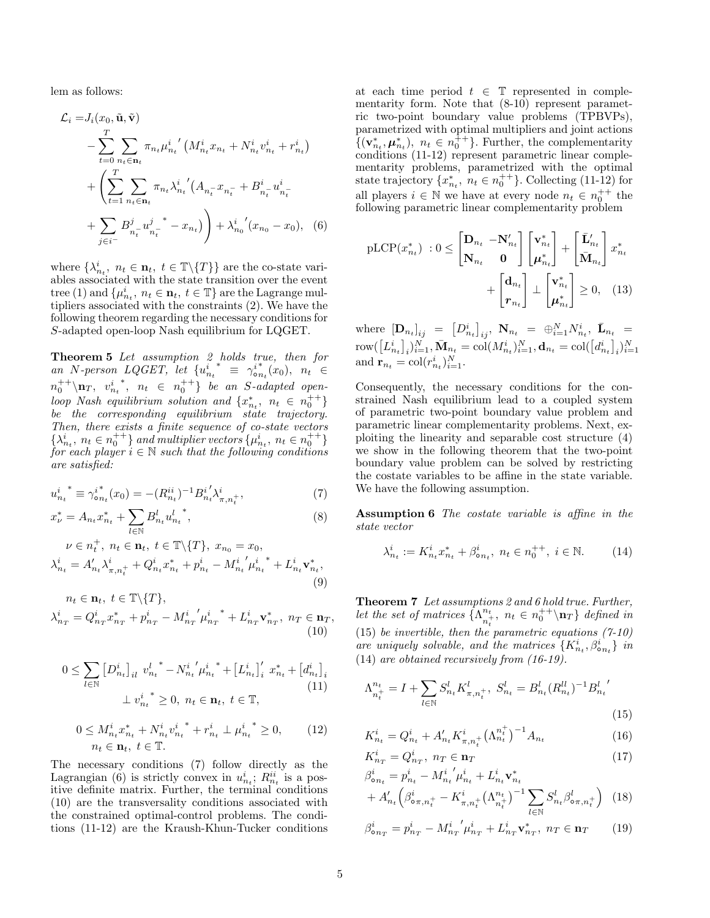lem as follows:

$$
\begin{aligned}
\mathcal{L}_i =& J_i(x_0, \tilde{\mathbf{u}}, \tilde{\mathbf{v}}) \\
&- \sum_{t=0}^{T} \sum_{n_t \in \mathbf{n}_t} \pi_{n_t} {\mu^i_{n_t}}' \left( M^i_{n_t} x_{n_t} + N^i_{n_t} v^i_{n_t} + r^i_{n_t} \right) \\
&+ \Bigg( \sum_{t=1}^{T} \sum_{n_t \in \mathbf{n}_t} \pi_{n_t} {\lambda^i_{n_t}}' \big( A_{n_t^-} x_{n_t^-} + B^i_{n_t^-} u^i_{n_t^-} \\
&+ \sum_{j \in i^-} B^j_{n_t^-} {u^j_{n_t^-}}^* - x_{n_t} \big) \Bigg) + {\lambda^i_{n_0}}' (x_{n_0} - x_0), \quad (6)
\end{aligned}
$$

where $\{\lambda^i_{n_t},\ n_t \in \mathbf{n}_t,\ t \in \mathbb{T} \backslash \{T\}\}$ are the co-state variables associated with the state transition over the event tree (1) and $\{\mu^i_{n_t},\ n_t \in \mathbf{n}_t,\ t \in \mathbb{T}\}$ are the Lagrange multipliers associated with the constraints (2). We have the following theorem regarding the necessary conditions for $S$-adapted open-loop Nash equilibrium for LQGET.

**Theorem 5** *Let assumption 2 holds true, then for an N-person LQGET, let* $\{{u^i_{n_t}}^* \equiv {\gamma^i_{\circ n_t}}^*(x_0),\ n_t \in n_0^{++} \backslash \mathbf{n}_T,\ {v^i_{n_t}}^*,\ n_t \in n_0^{++}\}$ *be an S-adapted open-loop Nash equilibrium solution and* $\{x^*_{n_t},\ n_t \in n_0^{++}\}$ *be the corresponding equilibrium state trajectory. Then, there exists a finite sequence of co-state vectors* $\{\lambda^i_{n_t},\ n_t \in n_0^{++}\}$ *and multiplier vectors* $\{\mu^i_{n_t},\ n_t \in n_0^{++}\}$ *for each player* $i \in \mathbb{N}$ *such that the following conditions are satisfied:*

$$
{u^i_{n_t}}^* \equiv {\gamma^i_{\circ n_t}}^*(x_0) = -(R^{ii}_{n_t})^{-1} {B^i_{n_t}}' \lambda^i_{\pi, n_t^+}, \quad (7)
$$

$$
x^*_\nu = A_{n_t} x^*_{n_t} + \sum_{l \in \mathbb{N}} B^l_{n_t} {u^l_{n_t}}^*, \quad (8)
$$

$$
\nu \in n_t^+,\ n_t \in \mathbf{n}_t,\ t \in \mathbb{T} \backslash \{T\},\ x_{n_0} = x_0,
$$

$$
\lambda^i_{n_t} = A'_{n_t} \lambda^i_{\pi, n_t^+} + Q^i_{n_t} x^*_{n_t} + p^i_{n_t} - {M^i_{n_t}}' {\mu^i_{n_t}}^* + L^i_{n_t} \mathbf{v}^*_{n_t}, \quad (9)
$$

$$
n_t \in \mathbf{n}_t,\ t \in \mathbb{T} \backslash \{T\},
$$

$$
\lambda^i_{n_T} = Q^i_{n_T} x^*_{n_T} + p^i_{n_T} - {M^i_{n_T}}' {\mu^i_{n_T}}^* + L^i_{n_T} \mathbf{v}^*_{n_T},\ n_T \in \mathbf{n}_T, \quad (10)
$$

$$
0 \leq \sum_{l \in \mathbb{N}} \left[ D^i_{n_t} \right]_{il} {v^l_{n_t}}^* - {N^i_{n_t}}' {\mu^i_{n_t}}^* + \left[ L^i_{n_t} \right]_i' x^*_{n_t} + \left[ d^i_{n_t} \right]_i \perp {v^i_{n_t}}^* \geq 0,\ n_t \in \mathbf{n}_t,\ t \in \mathbb{T}, \quad (11)
$$

$$
0 \leq M^i_{n_t} x^*_{n_t} + N^i_{n_t} {v^i_{n_t}}^* + r^i_{n_t} \perp {\mu^i_{n_t}}^* \geq 0, \quad (12)
$$

$$
n_t \in \mathbf{n}_t,\ t \in \mathbb{T}.
$$

The necessary conditions (7) follow directly as the Lagrangian (6) is strictly convex in $u^i_{n_t}$; $R^{ii}_{n_t}$ is a positive definite matrix. Further, the terminal conditions (10) are the transversality conditions associated with the constrained optimal-control problems. The conditions (11-12) are the Kraush-Khun-Tucker conditions at each time period $t \in \mathbb{T}$ represented in complementarity form. Note that (8-10) represent parametric two-point boundary value problems (TPBVPs), parametrized with optimal multipliers and joint actions $\{(\mathbf{v}^*_{n_t}, \boldsymbol{\mu}^*_{n_t}),\ n_t \in n_0^{++}\}$. Further, the complementarity conditions (11-12) represent parametric linear complementarity problems, parametrized with the optimal state trajectory $\{x^*_{n_t},\ n_t \in n_0^{++}\}$. Collecting (11-12) for all players $i \in \mathbb{N}$ we have at every node $n_t \in n_0^{++}$ the following parametric linear complementarity problem

$$
\mathrm{pLCP}(x^*_{n_t})\ : 0 \leq \begin{bmatrix} \mathbf{D}_{n_t} & -\mathbf{N}'_{n_t} \\ \mathbf{N}_{n_t} & \mathbf{0} \end{bmatrix} \begin{bmatrix} \mathbf{v}^*_{n_t} \\ \boldsymbol{\mu}^*_{n_t} \end{bmatrix} + \begin{bmatrix} \bar{\mathbf{L}}'_{n_t} \\ \bar{\mathbf{M}}_{n_t} \end{bmatrix} x^*_{n_t} + \begin{bmatrix} \mathbf{d}_{n_t} \\ \boldsymbol{r}_{n_t} \end{bmatrix} \perp \begin{bmatrix} \mathbf{v}^*_{n_t} \\ \boldsymbol{\mu}^*_{n_t} \end{bmatrix} \geq 0, \quad (13)
$$

where $[\mathbf{D}_{n_t}]_{ij} = \left[ D^i_{n_t} \right]_{ij}$, $\mathbf{N}_{n_t} = \oplus_{i=1}^N N^i_{n_t}$, $\bar{\mathbf{L}}_{n_t} = \mathrm{row}(\left[ L^i_{n_t} \right]_i)_{i=1}^N$, $\bar{\mathbf{M}}_{n_t} = \mathrm{col}(M^i_{n_t})_{i=1}^N$, $\mathbf{d}_{n_t} = \mathrm{col}(\left[ d^i_{n_t} \right]_i)_{i=1}^N$ and $\mathbf{r}_{n_t} = \mathrm{col}(r^i_{n_t})_{i=1}^N$.

Consequently, the necessary conditions for the constrained Nash equilibrium lead to a coupled system of parametric two-point boundary value problem and parametric linear complementarity problems. Next, exploiting the linearity and separable cost structure (4) we show in the following theorem that the two-point boundary value problem can be solved by restricting the costate variables to be affine in the state variable. We have the following assumption.

**Assumption 6** *The costate variable is affine in the state vector*

$$
\lambda^i_{n_t} := K^i_{n_t} x^*_{n_t} + \beta^i_{\circ n_t},\ n_t \in n_0^{++},\ i \in \mathbb{N}. \quad (14)
$$

**Theorem 7** *Let assumptions 2 and 6 hold true. Further, let the set of matrices* $\{\Lambda^{n_t}_{n_t^+},\ n_t \in n_0^{++} \backslash \mathbf{n}_T\}$ *defined in* (15) *be invertible, then the parametric equations (7-10) are uniquely solvable, and the matrices* $\{K^i_{n_t}, \beta^i_{\circ n_t}\}$ *in* (14) *are obtained recursively from (16-19).*

$$
\Lambda^{n_t}_{n_t^+} = I + \sum_{l \in \mathbb{N}} S^l_{n_t} K^l_{\pi, n_t^+},\ S^l_{n_t} = B^l_{n_t} (R^{ll}_{n_t})^{-1} {B^l_{n_t}}' \quad (15)
$$

$$
K^i_{n_t} = Q^i_{n_t} + A'_{n_t} K^i_{\pi, n_t^+} \big( \Lambda^{n_t^+}_{n_t} \big)^{-1} A_{n_t} \quad (16)
$$

$$
K^i_{n_T} = Q^i_{n_T},\ n_T \in \mathbf{n}_T \quad (17)
$$

$$
\beta^i_{\circ n_t} = p^i_{n_t} - {M^i_{n_t}}' \mu^i_{n_t} + L^i_{n_t} \mathbf{v}^*_{n_t} + A'_{n_t} \Big( \beta^i_{\circ \pi, n_t^+} - K^i_{\pi, n_t^+} \big( \Lambda^{n_t}_{n_t^+} \big)^{-1} \sum_{l \in \mathbb{N}} S^l_{n_t} \beta^l_{\circ \pi, n_t^+} \Big) \quad (18)
$$

$$
\beta^i_{\circ n_T} = p^i_{n_T} - {M^i_{n_T}}' \mu^i_{n_T} + L^i_{n_T} \mathbf{v}^*_{n_T},\ n_T \in \mathbf{n}_T \quad (19)
$$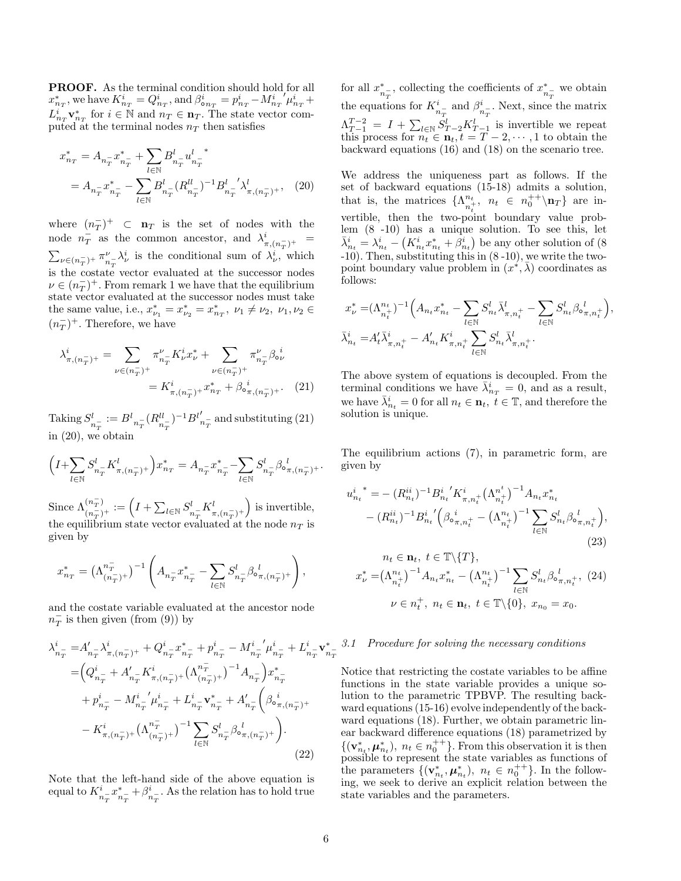**PROOF.** As the terminal condition should hold for all $x^*_{n_T}$, we have $K^i_{n_T} = Q^i_{n_T}$, and $\beta^i_{\circ n_T} = p^i_{n_T} - M^i_{n_T}{}' \mu^i_{n_T} + L^i_{n_T}\mathbf{v}^*_{n_T}$ for $i \in \mathbb{N}$ and $n_T \in \mathbf{n}_T$. The state vector computed at the terminal nodes $n_T$ then satisfies

$$
\begin{aligned}
x^*_{n_T} &= A_{n_T^-} x^*_{n_T^-} + \sum_{l\in\mathbb{N}} B^l_{n_T^-} u^l_{n_T^-}{}^* \\
&= A_{n_T^-} x^*_{n_T^-} - \sum_{l\in\mathbb{N}} B^l_{n_T^-} (R^{ll}_{n_T^-})^{-1} B^l_{n_T^-}{}' \lambda^l_{\pi,(n_T^-)^+}, \quad (20)
\end{aligned}
$$

where $(n_T^-)^+ \subset \mathbf{n}_T$ is the set of nodes with the node $n_T^-$ as the common ancestor, and $\lambda^i_{\pi,(n_T^-)^+} = \sum_{\nu\in(n_T^-)^+} \pi^\nu_{n_T^-} \lambda^i_\nu$ is the conditional sum of $\lambda^i_\nu$, which is the costate vector evaluated at the successor nodes $\nu \in (n_T^-)^+$. From remark 1 we have that the equilibrium state vector evaluated at the successor nodes must take the same value, i.e., $x^*_{\nu_1} = x^*_{\nu_2} = x^*_{n_T}$, $\nu_1 \neq \nu_2$, $\nu_1, \nu_2 \in (n_T^-)^+$. Therefore, we have

$$
\begin{aligned}
\lambda^i_{\pi,(n_T^-)^+} &= \sum_{\nu\in(n_T^-)^+} \pi^\nu_{n_T^-} K^i_\nu x^*_\nu + \sum_{\nu\in(n_T^-)^+} \pi^\nu_{n_T^-} \beta_\circ{}^i_\nu \\
&= K^i_{\pi,(n_T^-)^+} x^*_{n_T} + \beta_\circ{}^i_{\pi,(n_T^-)^+}. \quad (21)
\end{aligned}
$$

Taking $S^l_{n_T^-} := B^l{}_{n_T^-} (R^{ll}_{n_T^-})^{-1} B^{l\prime}{}_{n_T^-}$ and substituting (21) in (20), we obtain

$$
\Big(I + \sum_{l\in\mathbb{N}} S^l_{n_T^-} K^l_{\pi,(n_T^-)^+}\Big) x^*_{n_T} = A_{n_T^-} x^*_{n_T^-} - \sum_{l\in\mathbb{N}} S^l_{n_T^-} \beta_\circ{}^l_{\pi,(n_T^-)^+}.
$$

Since $\Lambda^{(n_T^-)}_{(n_T^-)^+} := \Big(I + \sum_{l\in\mathbb{N}} S^l_{n_T^-} K^l_{\pi,(n_T^-)^+}\Big)$ is invertible, the equilibrium state vector evaluated at the node $n_T$ is given by

$$
x^*_{n_T} = \big(\Lambda^{n_T^-}_{(n_T^-)^+}\big)^{-1} \left( A_{n_T^-} x^*_{n_T^-} - \sum_{l\in\mathbb{N}} S^l_{n_T^-} \beta_\circ{}^l_{\pi,(n_T^-)^+} \right),
$$

and the costate variable evaluated at the ancestor node $n_T^-$ is then given (from (9)) by

$$
\begin{aligned}
\lambda^i_{n_T^-} =& A'_{n_T^-} \lambda^i_{\pi,(n_T^-)^+} + Q^i_{n_T^-} x^*_{n_T^-} + p^i_{n_T^-} - M^i_{n_T^-}{}' \mu^i_{n_T^-} + L^i_{n_T^-} \mathbf{v}^*_{n_T^-} \\
=& \Big( Q^i_{n_T^-} + A'_{n_T^-} K^i_{\pi,(n_T^-)^+} \big(\Lambda^{n_T^-}_{(n_T^-)^+}\big)^{-1} A_{n_T^-} \Big) x^*_{n_T^-} \\
&+ p^i_{n_T^-} - M^i_{n_T^-}{}' \mu^i_{n_T^-} + L^i_{n_T^-} \mathbf{v}^*_{n_T^-} + A'_{n_T^-} \Bigg( \beta_\circ{}^i_{\pi,(n_T^-)^+} \\
&- K^i_{\pi,(n_T^-)^+} \big(\Lambda^{n_T^-}_{(n_T^-)^+}\big)^{-1} \sum_{l\in\mathbb{N}} S^l_{n_T^-} \beta_\circ{}^l_{\pi,(n_T^-)^+} \Bigg). \quad (22)
\end{aligned}
$$

Note that the left-hand side of the above equation is equal to $K^i_{n_T^-} x^*_{n_T^-} + \beta^i_{n_T^-}$. As the relation has to hold true for all $x^*_{n_T^-}$, collecting the coefficients of $x^*_{n_T^-}$ we obtain the equations for $K^i_{n_T^-}$ and $\beta^i_{n_T^-}$. Next, since the matrix $\Lambda^{T-2}_{T-1} = I + \sum_{l\in\mathbb{N}} S^l_{T-2} K^l_{T-1}$ is invertible we repeat this process for $n_t \in \mathbf{n}_t, t = T-2, \cdots, 1$ to obtain the backward equations (16) and (18) on the scenario tree.

We address the uniqueness part as follows. If the set of backward equations (15-18) admits a solution, that is, the matrices $\{\Lambda^{n_t}_{n_t^+},\ n_t \in n_0^{++}\backslash \mathbf{n}_T\}$ are invertible, then the two-point boundary value problem (8 -10) has a unique solution. To see this, let $\bar{\lambda}^i_{n_t} = \lambda^i_{n_t} - \big(K^i_{n_t} x^*_{n_t} + \beta^i_{n_t}\big)$ be any other solution of (8 -10). Then, substituting this in (8 -10), we write the two-point boundary value problem in $(x^*, \bar{\lambda})$ coordinates as follows:

$$
\begin{aligned}
x^*_\nu =& (\Lambda^{n_t}_{n_t^+})^{-1} \Big( A_{n_t} x^*_{n_t} - \sum_{l\in\mathbb{N}} S^l_{n_t} \bar{\lambda}^l_{\pi,n_t^+} - \sum_{l\in\mathbb{N}} S^l_{n_t} \beta_\circ{}^l_{\pi,n_t^+} \Big), \\
\bar{\lambda}^i_{n_t} =& A'_t \bar{\lambda}^i_{\pi,n_t^+} - A'_{n_t} K^i_{\pi,n_t^+} \sum_{l\in\mathbb{N}} S^l_{n_t} \bar{\lambda}^l_{\pi,n_t^+}.
\end{aligned}
$$

The above system of equations is decoupled. From the terminal conditions we have $\bar{\lambda}^i_{n_T} = 0$, and as a result, we have $\bar{\lambda}^i_{n_t} = 0$ for all $n_t \in \mathbf{n}_t$, $t \in \mathbb{T}$, and therefore the solution is unique.

The equilibrium actions (7), in parametric form, are given by

$$
\begin{aligned}
u^i_{n_t}{}^* =& -(R^{ii}_{n_t})^{-1} B^i_{n_t}{}' K^i_{\pi,n_t^+} \big(\Lambda^{n^t}_{n_t^+}\big)^{-1} A_{n_t} x^*_{n_t} \\
&- (R^{ii}_{n_t})^{-1} B^i_{n_t}{}' \Big( \beta_\circ{}^i_{\pi,n_t^+} - \big(\Lambda^{n_t}_{n_t^+}\big)^{-1} \sum_{l\in\mathbb{N}} S^l_{n_t} \beta_\circ{}^l_{\pi,n_t^+} \Big), \quad (23) \\
& n_t \in \mathbf{n}_t,\ t \in \mathbb{T}\backslash\{T\}, \\
x^*_\nu =& \big(\Lambda^{n_t}_{n_t^+}\big)^{-1} A_{n_t} x^*_{n_t} - \big(\Lambda^{n_t}_{n_t^+}\big)^{-1} \sum_{l\in\mathbb{N}} S^l_{n_t} \beta_\circ{}^l_{\pi,n_t^+}, \quad (24) \\
& \nu \in n_t^+,\ n_t \in \mathbf{n}_t,\ t \in \mathbb{T}\backslash\{0\},\ x_{n_0} = x_0.
\end{aligned}
$$

### *3.1 Procedure for solving the necessary conditions*

Notice that restricting the costate variables to be affine functions in the state variable provides a unique solution to the parametric TPBVP. The resulting backward equations (15-16) evolve independently of the backward equations (18). Further, we obtain parametric linear backward difference equations (18) parametrized by $\{(\mathbf{v}^*_{n_t}, \boldsymbol{\mu}^*_{n_t}),\ n_t \in n_0^{++}\}$. From this observation it is then possible to represent the state variables as functions of the parameters $\{(\mathbf{v}^*_{n_t}, \boldsymbol{\mu}^*_{n_t}),\ n_t \in n_0^{++}\}$. In the following, we seek to derive an explicit relation between the state variables and the parameters.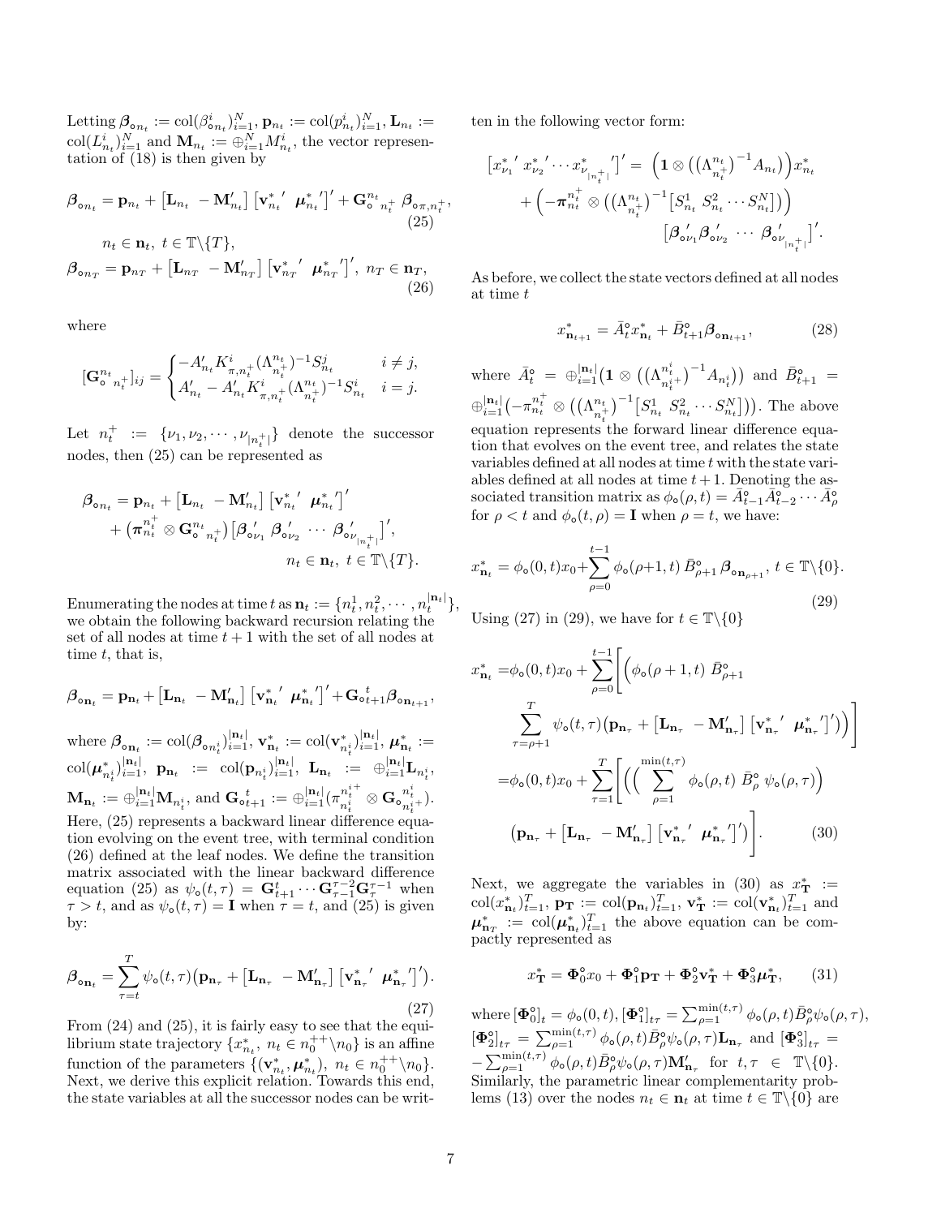Letting $\boldsymbol{\beta}_{\circ n_t} := \mathrm{col}(\beta^i_{\circ n_t})_{i=1}^N$, $\mathbf{p}_{n_t} := \mathrm{col}(p^i_{n_t})_{i=1}^N$, $\mathbf{L}_{n_t} := \mathrm{col}(L^i_{n_t})_{i=1}^N$ and $\mathbf{M}_{n_t} := \oplus_{i=1}^N M^i_{n_t}$, the vector representation of (18) is then given by

$$\boldsymbol{\beta}_{\circ n_t} = \mathbf{p}_{n_t} + \begin{bmatrix}\mathbf{L}_{n_t} & -\mathbf{M}'_{n_t}\end{bmatrix}\begin{bmatrix}\mathbf{v}^{*\,\prime}_{n_t} & \boldsymbol{\mu}^{*\,\prime}_{n_t}\end{bmatrix}' + \mathbf{G}_{\circ}{}^{n_t}{}_{n_t^+}\,\boldsymbol{\beta}_{\circ\pi,n_t^+}, \tag{25}$$

$$n_t \in \mathbf{n}_t,\ t\in\mathbb{T}\backslash\{T\},$$

$$\boldsymbol{\beta}_{\circ n_T} = \mathbf{p}_{n_T} + \begin{bmatrix}\mathbf{L}_{n_T} & -\mathbf{M}'_{n_T}\end{bmatrix}\begin{bmatrix}\mathbf{v}^{*\,\prime}_{n_T} & \boldsymbol{\mu}^{*\,\prime}_{n_T}\end{bmatrix}',\ n_T\in\mathbf{n}_T, \tag{26}$$

where

$$[\mathbf{G}_{\circ}{}^{n_t}{}_{n_t^+}]_{ij} = \begin{cases} -A'_{n_t}K^i_{\pi,n_t^+}(\Lambda^{n_t}_{n_t^+})^{-1}S^j_{n_t} & i\neq j,\\ A'_{n_t} - A'_{n_t}K^i_{\pi,n_t^+}(\Lambda^{n_t}_{n_t^+})^{-1}S^i_{n_t} & i=j.\end{cases}$$

Let $n_t^+ := \{\nu_1,\nu_2,\cdots,\nu_{|n_t^+|}\}$ denote the successor nodes, then (25) can be represented as

$$\begin{aligned}\boldsymbol{\beta}_{\circ n_t} &= \mathbf{p}_{n_t} + \begin{bmatrix}\mathbf{L}_{n_t} & -\mathbf{M}'_{n_t}\end{bmatrix}\begin{bmatrix}\mathbf{v}^{*\,\prime}_{n_t} & \boldsymbol{\mu}^{*\,\prime}_{n_t}\end{bmatrix}' \\ &\quad + \left(\boldsymbol{\pi}^{n_t^+}_{n_t}\otimes \mathbf{G}_{\circ}{}^{n_t}{}_{n_t^+}\right)\begin{bmatrix}\boldsymbol{\beta}'_{\circ\nu_1} & \boldsymbol{\beta}'_{\circ\nu_2} & \cdots & \boldsymbol{\beta}'_{\circ\nu_{|n_t^+|}}\end{bmatrix}', \\ &\qquad\qquad n_t\in\mathbf{n}_t,\ t\in\mathbb{T}\backslash\{T\}.\end{aligned}$$

Enumerating the nodes at time $t$ as $\mathbf{n}_t := \{n_t^1, n_t^2,\cdots,n_t^{|\mathbf{n}_t|}\}$, we obtain the following backward recursion relating the set of all nodes at time $t+1$ with the set of all nodes at time $t$, that is,

$$\boldsymbol{\beta}_{\circ\mathbf{n}_t} = \mathbf{p}_{\mathbf{n}_t} + \begin{bmatrix}\mathbf{L}_{\mathbf{n}_t} & -\mathbf{M}'_{\mathbf{n}_t}\end{bmatrix}\begin{bmatrix}\mathbf{v}^{*\,\prime}_{\mathbf{n}_t} & \boldsymbol{\mu}^{*\,\prime}_{\mathbf{n}_t}\end{bmatrix}' + \mathbf{G}_{\circ}{}^{t}_{t+1}\boldsymbol{\beta}_{\circ\mathbf{n}_{t+1}},$$

where $\boldsymbol{\beta}_{\circ\mathbf{n}_t} := \mathrm{col}(\boldsymbol{\beta}_{\circ n_t^i})_{i=1}^{|\mathbf{n}_t|}$, $\mathbf{v}^*_{\mathbf{n}_t} := \mathrm{col}(\mathbf{v}^*_{n_t^i})_{i=1}^{|\mathbf{n}_t|}$, $\boldsymbol{\mu}^*_{\mathbf{n}_t} := \mathrm{col}(\boldsymbol{\mu}^*_{n_t^i})_{i=1}^{|\mathbf{n}_t|}$, $\mathbf{p}_{\mathbf{n}_t} := \mathrm{col}(\mathbf{p}_{n_t^i})_{i=1}^{|\mathbf{n}_t|}$, $\mathbf{L}_{\mathbf{n}_t} := \oplus_{i=1}^{|\mathbf{n}_t|}\mathbf{L}_{n_t^i}$, $\mathbf{M}_{\mathbf{n}_t} := \oplus_{i=1}^{|\mathbf{n}_t|}\mathbf{M}_{n_t^i}$, and $\mathbf{G}_{\circ}{}^{t}_{t+1} := \oplus_{i=1}^{|\mathbf{n}_t|}(\pi^{n_t^{i+}}_{n_t^i}\otimes\mathbf{G}_{\circ}{}^{n_t^i}_{n_t^{i+}})$. Here, (25) represents a backward linear difference equation evolving on the event tree, with terminal condition (26) defined at the leaf nodes. We define the transition matrix associated with the linear backward difference equation (25) as $\psi_\circ(t,\tau) = \mathbf{G}^t_{t+1}\cdots\mathbf{G}^{\tau-2}_{\tau-1}\mathbf{G}^{\tau-1}_{\tau}$ when $\tau>t$, and as $\psi_\circ(t,\tau)=\mathbf{I}$ when $\tau=t$, and (25) is given by:

$$\boldsymbol{\beta}_{\circ\mathbf{n}_t} = \sum_{\tau=t}^{T}\psi_\circ(t,\tau)\left(\mathbf{p}_{\mathbf{n}_\tau} + \begin{bmatrix}\mathbf{L}_{\mathbf{n}_\tau} & -\mathbf{M}'_{\mathbf{n}_\tau}\end{bmatrix}\begin{bmatrix}\mathbf{v}^{*\,\prime}_{\mathbf{n}_\tau} & \boldsymbol{\mu}^{*\,\prime}_{\mathbf{n}_\tau}\end{bmatrix}'\right). \tag{27}$$

From (24) and (25), it is fairly easy to see that the equilibrium state trajectory $\{x^*_{n_t},\ n_t\in n_0^{++}\backslash n_0\}$ is an affine function of the parameters $\{(\mathbf{v}^*_{n_t},\boldsymbol{\mu}^*_{n_t}),\ n_t\in n_0^{++}\backslash n_0\}$. Next, we derive this explicit relation. Towards this end, the state variables at all the successor nodes can be written in the following vector form:

$$\begin{aligned}\begin{bmatrix}x^{*\,\prime}_{\nu_1} & x^{*\,\prime}_{\nu_2} & \cdots & x^{*\,\prime}_{\nu_{|n_t^+|}}\end{bmatrix}' &= \left(\mathbf{1}\otimes\left((\Lambda^{n_t}_{n_t^+})^{-1}A_{n_t}\right)\right)x^*_{n_t}\\ &\quad + \left(-\boldsymbol{\pi}^{n_t^+}_{n_t}\otimes\left((\Lambda^{n_t}_{n_t^+})^{-1}\begin{bmatrix}S^1_{n_t} & S^2_{n_t} & \cdots & S^N_{n_t}\end{bmatrix}\right)\right)\\ &\qquad \begin{bmatrix}\boldsymbol{\beta}'_{\circ\nu_1}\boldsymbol{\beta}'_{\circ\nu_2} & \cdots & \boldsymbol{\beta}'_{\circ\nu_{|n_t^+|}}\end{bmatrix}'.\end{aligned}$$

As before, we collect the state vectors defined at all nodes at time $t$

$$x^*_{\mathbf{n}_{t+1}} = \bar{A}^\circ_t x^*_{\mathbf{n}_t} + \bar{B}^\circ_{t+1}\boldsymbol{\beta}_{\circ\mathbf{n}_{t+1}}, \tag{28}$$

where $\bar{A}^\circ_t = \oplus_{i=1}^{|\mathbf{n}_t|}\left(\mathbf{1}\otimes\left((\Lambda^{n_t^i}_{n_t^{i+}})^{-1}A_{n_t^i}\right)\right)$ and $\bar{B}^\circ_{t+1} = \oplus_{i=1}^{|\mathbf{n}_t|}\left(-\pi^{n_t^+}_{n_t}\otimes\left((\Lambda^{n_t}_{n_t^+})^{-1}\begin{bmatrix}S^1_{n_t} & S^2_{n_t} & \cdots S^N_{n_t}\end{bmatrix}\right)\right)$. The above equation represents the forward linear difference equation that evolves on the event tree, and relates the state variables defined at all nodes at time $t$ with the state variables defined at all nodes at time $t+1$. Denoting the associated transition matrix as $\phi_\circ(\rho,t) = \bar{A}^\circ_{t-1}\bar{A}^\circ_{t-2}\cdots\bar{A}^\circ_\rho$ for $\rho<t$ and $\phi_\circ(t,\rho)=\mathbf{I}$ when $\rho=t$, we have:

$$x^*_{\mathbf{n}_t} = \phi_\circ(0,t)x_0 + \sum_{\rho=0}^{t-1}\phi_\circ(\rho+1,t)\,\bar{B}^\circ_{\rho+1}\boldsymbol{\beta}_{\circ\mathbf{n}_{\rho+1}},\ t\in\mathbb{T}\backslash\{0\}. \tag{29}$$

Using (27) in (29), we have for $t\in\mathbb{T}\backslash\{0\}$

$$\begin{aligned} x^*_{\mathbf{n}_t} &= \phi_\circ(0,t)x_0 + \sum_{\rho=0}^{t-1}\Bigg[\Big(\phi_\circ(\rho+1,t)\,\bar{B}^\circ_{\rho+1} \\ &\qquad \sum_{\tau=\rho+1}^{T}\psi_\circ(t,\tau)\big(\mathbf{p}_{\mathbf{n}_\tau} + \begin{bmatrix}\mathbf{L}_{\mathbf{n}_\tau} & -\mathbf{M}'_{\mathbf{n}_\tau}\end{bmatrix}\begin{bmatrix}\mathbf{v}^{*\,\prime}_{\mathbf{n}_\tau} & \boldsymbol{\mu}^{*\,\prime}_{\mathbf{n}_\tau}\end{bmatrix}'\big)\Big)\Bigg]\\ &= \phi_\circ(0,t)x_0 + \sum_{\tau=1}^{T}\Bigg[\Big(\Big(\sum_{\rho=1}^{\min(t,\tau)}\phi_\circ(\rho,t)\,\bar{B}^\circ_\rho\,\psi_\circ(\rho,\tau)\Big)\\ &\qquad \big(\mathbf{p}_{\mathbf{n}_\tau} + \begin{bmatrix}\mathbf{L}_{\mathbf{n}_\tau} & -\mathbf{M}'_{\mathbf{n}_\tau}\end{bmatrix}\begin{bmatrix}\mathbf{v}^{*\,\prime}_{\mathbf{n}_\tau} & \boldsymbol{\mu}^{*\,\prime}_{\mathbf{n}_\tau}\end{bmatrix}'\big)\Bigg]. \end{aligned} \tag{30}$$

Next, we aggregate the variables in (30) as $x^*_{\mathbf{T}} := \mathrm{col}(x^*_{\mathbf{n}_t})_{t=1}^T$, $\mathbf{p}_{\mathbf{T}} := \mathrm{col}(\mathbf{p}_{\mathbf{n}_t})_{t=1}^T$, $\mathbf{v}^*_{\mathbf{T}} := \mathrm{col}(\mathbf{v}^*_{\mathbf{n}_t})_{t=1}^T$ and $\boldsymbol{\mu}^*_{\mathbf{n}_T} := \mathrm{col}(\boldsymbol{\mu}^*_{\mathbf{n}_t})_{t=1}^T$ the above equation can be compactly represented as

$$x^*_{\mathbf{T}} = \boldsymbol{\Phi}^\circ_0 x_0 + \boldsymbol{\Phi}^\circ_1\mathbf{p}_{\mathbf{T}} + \boldsymbol{\Phi}^\circ_2\mathbf{v}^*_{\mathbf{T}} + \boldsymbol{\Phi}^\circ_3\boldsymbol{\mu}^*_{\mathbf{T}}, \tag{31}$$

where $[\boldsymbol{\Phi}^\circ_0]_t = \phi_\circ(0,t)$, $[\boldsymbol{\Phi}^\circ_1]_{t\tau} = \sum_{\rho=1}^{\min(t,\tau)}\phi_\circ(\rho,t)\bar{B}^\circ_\rho\psi_\circ(\rho,\tau)$, $[\boldsymbol{\Phi}^\circ_2]_{t\tau} = \sum_{\rho=1}^{\min(t,\tau)}\phi_\circ(\rho,t)\bar{B}^\circ_\rho\psi_\circ(\rho,\tau)\mathbf{L}_{\mathbf{n}_\tau}$ and $[\boldsymbol{\Phi}^\circ_3]_{t\tau} = -\sum_{\rho=1}^{\min(t,\tau)}\phi_\circ(\rho,t)\bar{B}^\circ_\rho\psi_\circ(\rho,\tau)\mathbf{M}'_{\mathbf{n}_\tau}$ for $t,\tau\in\mathbb{T}\backslash\{0\}$. Similarly, the parametric linear complementarity problems (13) over the nodes $n_t\in\mathbf{n}_t$ at time $t\in\mathbb{T}\backslash\{0\}$ are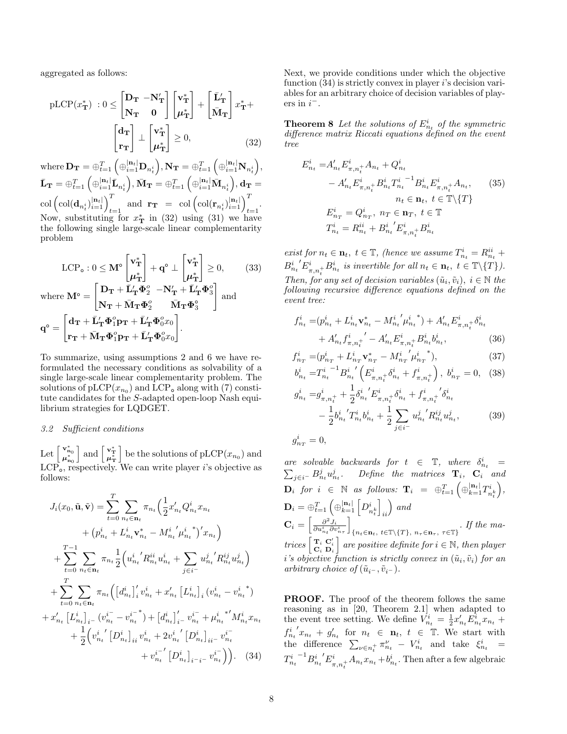aggregated as follows:

$$\text{pLCP}(x^*_{\mathbf{T}}) \;: 0 \leq \begin{bmatrix} \mathbf{D_T} & -\mathbf{N}'_{\mathbf{T}} \\ \mathbf{N_T} & \mathbf{0} \end{bmatrix} \begin{bmatrix} \mathbf{v}^*_{\mathbf{T}} \\ \boldsymbol{\mu}^*_{\mathbf{T}} \end{bmatrix} + \begin{bmatrix} \bar{\mathbf{L}}'_{\mathbf{T}} \\ \bar{\mathbf{M}}_{\mathbf{T}} \end{bmatrix} x^*_{\mathbf{T}} + \begin{bmatrix} \mathbf{d_T} \\ \mathbf{r_T} \end{bmatrix} \perp \begin{bmatrix} \mathbf{v}^*_{\mathbf{T}} \\ \boldsymbol{\mu}^*_{\mathbf{T}} \end{bmatrix} \geq 0, \tag{32}$$

where $\mathbf{D_T} = \oplus_{t=1}^T \left(\oplus_{i=1}^{|\mathbf{n}_t|} \mathbf{D}_{n_t^i}\right)$, $\mathbf{N_T} = \oplus_{t=1}^T \left(\oplus_{i=1}^{|\mathbf{n}_t|} \mathbf{N}_{n_t^i}\right)$, $\bar{\mathbf{L}}_{\mathbf{T}} = \oplus_{t=1}^T \left(\oplus_{i=1}^{|\mathbf{n}_t|} \bar{\mathbf{L}}_{n_t^i}\right)$, $\bar{\mathbf{M}}_{\mathbf{T}} = \oplus_{t=1}^T \left(\oplus_{i=1}^{|\mathbf{n}_t|} \bar{\mathbf{M}}_{n_t^i}\right)$, $\mathbf{d_T} = \text{col}\left(\text{col}(\mathbf{d}_{n_t^i})_{i=1}^{|\mathbf{n}_t|}\right)_{t=1}^T$ and $\mathbf{r_T} = \text{col}\left(\text{col}(\mathbf{r}_{n_t^i})_{i=1}^{|\mathbf{n}_t|}\right)_{t=1}^T$. Now, substituting for $x^*_{\mathbf{T}}$ in (32) using (31) we have the following single large-scale linear complementarity problem

$$\text{LCP}_\circ : 0 \leq \mathbf{M}^\circ \begin{bmatrix} \mathbf{v}^*_{\mathbf{T}} \\ \boldsymbol{\mu}^*_{\mathbf{T}} \end{bmatrix} + \mathbf{q}^\circ \perp \begin{bmatrix} \mathbf{v}^*_{\mathbf{T}} \\ \boldsymbol{\mu}^*_{\mathbf{T}} \end{bmatrix} \geq 0, \tag{33}$$

where $\mathbf{M}^\circ = \begin{bmatrix} \mathbf{D_T} + \bar{\mathbf{L}}'_{\mathbf{T}} \Phi_2^o & -\mathbf{N}'_{\mathbf{T}} + \bar{\mathbf{L}}'_{\mathbf{T}} \Phi_3^o \\ \mathbf{N_T} + \bar{\mathbf{M}}_{\mathbf{T}} \Phi_2^o & \bar{\mathbf{M}}_{\mathbf{T}} \Phi_3^o \end{bmatrix}$ and $\mathbf{q}^\circ = \begin{bmatrix} \mathbf{d_T} + \bar{\mathbf{L}}'_{\mathbf{T}} \Phi_1^o \mathbf{p_T} + \bar{\mathbf{L}}'_{\mathbf{T}} \Phi_0^o x_0 \\ \mathbf{r_T} + \bar{\mathbf{M}}_{\mathbf{T}} \Phi_1^o \mathbf{p_T} + \bar{\mathbf{L}}'_{\mathbf{T}} \Phi_0^o x_0 \end{bmatrix}$.

To summarize, using assumptions 2 and 6 we have reformulated the necessary conditions as solvability of a single large-scale linear complementarity problem. The solutions of $\text{pLCP}(x_{n_0})$ and $\text{LCP}_\circ$ along with (7) constitute candidates for the $S$-adapted open-loop Nash equilibrium strategies for LQDGET.

### 3.2 Sufficient conditions

Let $\begin{bmatrix} \mathbf{v}^*_{\mathbf{n}_0} \\ \boldsymbol{\mu}^*_{\mathbf{n}_0} \end{bmatrix}$ and $\begin{bmatrix} \mathbf{v}^*_{\mathbf{T}} \\ \boldsymbol{\mu}^*_{\mathbf{T}} \end{bmatrix}$ be the solutions of $\text{pLCP}(x_{n_0})$ and $\text{LCP}_\circ$, respectively. We can write player $i$'s objective as follows:

$$\begin{aligned}
J_i(x_0, \tilde{\mathbf{u}}, \tilde{\mathbf{v}}) = & \sum_{t=0}^{T} \sum_{n_t \in \mathbf{n}_t} \pi_{n_t} \Big( \frac{1}{2} x'_{n_t} Q^i_{n_t} x_{n_t} \\
& + \big(p^i_{n_t} + L^i_{n_t} \mathbf{v}^*_{n_t} - {M^i_{n_t}}' {\mu^i_{n_t}}^*\big)' x_{n_t} \Big) \\
& + \sum_{t=0}^{T-1} \sum_{n_t \in \mathbf{n}_t} \pi_{n_t} \frac{1}{2} \Big( {u^i_{n_t}}' R^{ii}_{n_t} u^i_{n_t} + \sum_{j \in i^-} {u^j_{n_t}}' R^{ij}_{n_t} u^j_{n_t} \Big) \\
& + \sum_{t=0}^{T} \sum_{n_t \in \mathbf{n}_t} \pi_{n_t} \Big( \big[d^i_{n_t}\big]'_i v^i_{n_t} + x'_{n_t} \big[L^i_{n_t}\big]_i (v^i_{n_t} - {v^i_{n_t}}^*) \\
& + x'_{n_t} \big[L^i_{n_t}\big]_{i^-} (v^{i^-}_{n_t} - {v^{i^-}_{n_t}}^*) + \big[d^i_{n_t}\big]'_{i^-} v^{i^-}_{n_t} + {\mu^i_{n_t}}^{*\prime} M^i_{n_t} x_{n_t} \\
& + \frac{1}{2} \Big( {v^i_{n_t}}' \big[D^i_{n_t}\big]_{ii} v^i_{n_t} + 2 {v^i_{n_t}}' \big[D^i_{n_t}\big]_{ii^-} v^{i^-}_{n_t} \\
& + {v^{i^-}_{n_t}}' \big[D^i_{n_t}\big]_{i^- i^-} v^{i^-}_{n_t} \Big) \Big).
\end{aligned} \tag{34}$$

Next, we provide conditions under which the objective function (34) is strictly convex in player $i$'s decision variables for an arbitrary choice of decision variables of players in $i^-$.

**Theorem 8** *Let the solutions of $E^i_{n_t}$ of the symmetric difference matrix Riccati equations defined on the event tree*

$$\begin{aligned}
E^i_{n_t} =& A'_{n_t} E^i_{\pi, n_t^+} A_{n_t} + Q^i_{n_t} \\
& - A'_{n_t} E^i_{\pi, n_t^+} B^i_{n_t} {T^i_{n_t}}^{-1} B^i_{n_t} E^i_{\pi, n_t^+} A_{n_t}, \\
& \qquad n_t \in \mathbf{n}_t,\ t \in \mathbb{T} \backslash \{T\} \\
E^i_{n_T} =& Q^i_{n_T},\ n_T \in \mathbf{n}_T,\ t \in \mathbb{T} \\
T^i_{n_t} =& R^{ii}_{n_t} + {B^i_{n_t}}' E^i_{\pi, n_t^+} B^i_{n_t}
\end{aligned} \tag{35}$$

*exist for $n_t \in \mathbf{n}_t$, $t \in \mathbb{T}$, (hence we assume $T^i_{n_t} = R^{ii}_{n_t} + {B^i_{n_t}}' E^i_{\pi, n_t^+} B^i_{n_t}$ is invertible for all $n_t \in \mathbf{n}_t$, $t \in \mathbb{T} \backslash \{T\}$). Then, for any set of decision variables $(\tilde{u}_i, \tilde{v}_i)$, $i \in \mathbb{N}$ the following recursive difference equations defined on the event tree:*

$$\begin{aligned}
f^i_{n_t} =& (p^i_{n_t} + L^i_{n_t} \mathbf{v}^*_{n_t} - {M^i_{n_t}}' {\mu^i_{n_t}}^*) + A'_{n_t} E^i_{\pi, n_t^+} \delta^i_{n_t} \\
& + A'_{n_t} {f^i_{\pi, n_t^+}}' - A'_{n_t} E^i_{\pi, n_t^+} B^i_{n_t} b^i_{n_t},
\end{aligned} \tag{36}$$

$$f^i_{n_T} = (p^i_{n_T} + L^i_{n_T} \mathbf{v}^*_{n_T} - {M^i_{n_T}}' {\mu^i_{n_T}}^*), \tag{37}$$

$$b^i_{n_t} = {T^i_{n_t}}^{-1} {B^i_{n_t}}' \left( E^i_{\pi, n_t^+} \delta^i_{n_t} + f^i_{\pi, n_t^+} \right),\ b^i_{n_T} = 0, \tag{38}$$

$$\begin{aligned}
g^i_{n_t} =& g^i_{\pi, n_t^+} + \frac{1}{2} {\delta^i_{n_t}}' E^i_{\pi, n_t^+} \delta^i_{n_t} + {f^i_{\pi, n_t^+}}' \delta^i_{n_t} \\
& - \frac{1}{2} {b^i_{n_t}}' T^i_{n_t} b^i_{n_t} + \frac{1}{2} \sum_{j \in i^-} {u^j_{n_t}}' R^{ij}_{n_t} u^j_{n_t},
\end{aligned} \tag{39}$$

$$g^i_{n_T} = 0,$$

*are solvable backwards for $t \in \mathbb{T}$, where $\delta^i_{n_t} = \sum_{j \in i^-} B^j_{n_t} u^j_{n_t}$. Define the matrices $\mathbf{T}_i$, $\mathbf{C}_i$ and $\mathbf{D}_i$ for $i \in \mathbb{N}$ as follows: $\mathbf{T}_i = \oplus_{t=1}^T \left(\oplus_{k=1}^{|\mathbf{n}_t|} T^i_{n_t^k}\right)$, $\mathbf{D}_i = \oplus_{t=1}^T \left(\oplus_{k=1}^{|\mathbf{n}_t|} \left[D^i_{n_t^k}\right]_{ii}\right)$ and $\mathbf{C}_i = \left[\frac{\partial^2 J_i}{\partial u^i_{n_t} \partial v^i_{n_\tau}}\right]_{\{n_t \in \mathbf{n}_t,\ t \in \mathbb{T} \backslash \{T\},\ n_\tau \in \mathbf{n}_\tau,\ \tau \in \mathbb{T}\}}$. If the matrices $\begin{bmatrix} \mathbf{T}_i & \mathbf{C}'_i \\ \mathbf{C}_i & \mathbf{D}_i \end{bmatrix}$ are positive definite for $i \in \mathbb{N}$, then player $i$'s objective function is strictly convex in $(\tilde{u}_i, \tilde{v}_i)$ for an arbitrary choice of $(\tilde{u}_{i^-}, \tilde{v}_{i^-})$.*

**PROOF.** The proof of the theorem follows the same reasoning as in [20, Theorem 2.1] when adapted to the event tree setting. We define $V^i_{n_t} = \frac{1}{2} x'_{n_t} E^i_{n_t} x_{n_t} + {f^i_{n_t}}' x_{n_t} + g'_{n_t}$ for $n_t \in \mathbf{n}_t$, $t \in \mathbb{T}$. We start with the difference $\sum_{\nu \in n_t^+} \pi^\nu_{n_t} - V^i_{n_t}$ and take $\xi^i_{n_t} = {T^i_{n_t}}^{-1} {B^i_{n_t}}' E^i_{\pi, n_t^+} A_{n_t} x_{n_t} + b^i_{n_t}$. Then after a few algebraic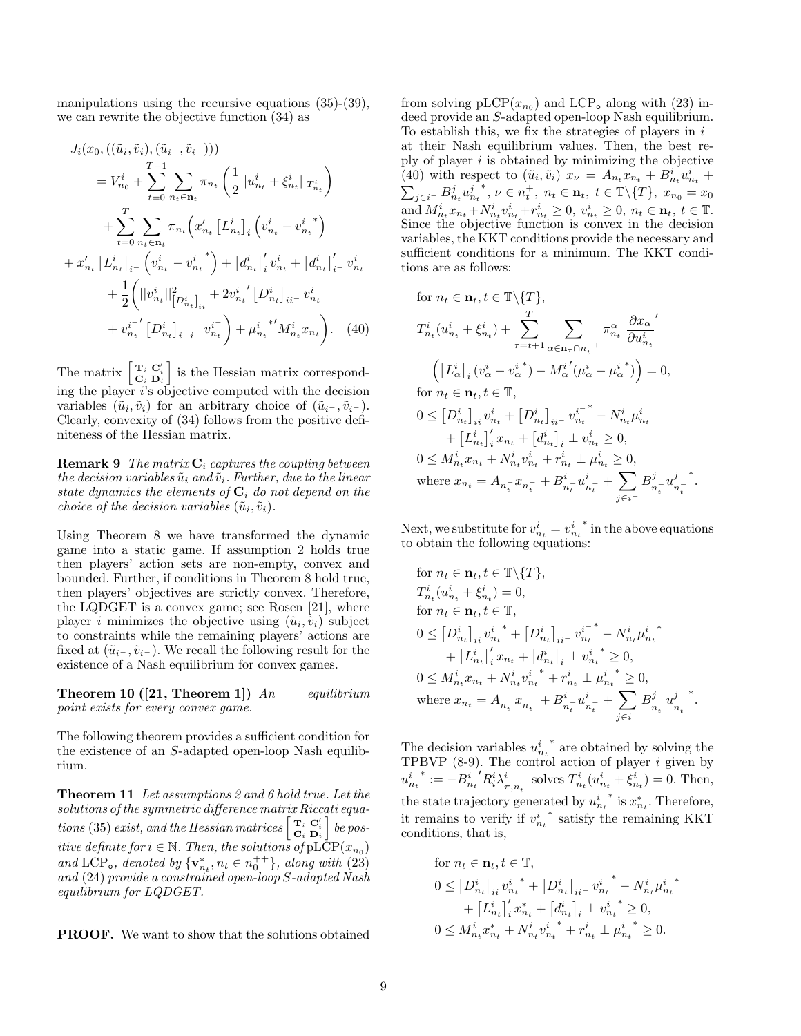manipulations using the recursive equations (35)-(39), we can rewrite the objective function (34) as

$$
\begin{aligned}
&J_i(x_0,((\tilde{u}_i,\tilde{v}_i),(\tilde{u}_{i^-},\tilde{v}_{i^-})))\\
&= V^i_{n_0} + \sum_{t=0}^{T-1}\sum_{n_t\in\mathbf{n}_t}\pi_{n_t}\left(\frac{1}{2}||u^i_{n_t}+\xi^i_{n_t}||_{T^i_{n_t}}\right)\\
&+\sum_{t=0}^{T}\sum_{n_t\in\mathbf{n}_t}\pi_{n_t}\Big(x'_{n_t}\left[L^i_{n_t}\right]_i\left(v^i_{n_t}-{v^i_{n_t}}^*\right)\\
&+x'_{n_t}\left[L^i_{n_t}\right]_{i^-}\left(v^{i^-}_{n_t}-{v^{i^-}_{n_t}}^*\right)+\left[d^i_{n_t}\right]'_i v^i_{n_t}+\left[d^i_{n_t}\right]'_{i^-}v^{i^-}_{n_t}\\
&+\frac{1}{2}\bigg(||v^i_{n_t}||^2_{\left[D^i_{n_t}\right]_{ii}}+2{v^i_{n_t}}'\left[D^i_{n_t}\right]_{ii^-}v^{i^-}_{n_t}\\
&+{v^{i^-}_{n_t}}'\left[D^i_{n_t}\right]_{i^-i^-}v^{i^-}_{n_t}\bigg)+{\mu^i_{n_t}}^{*\prime}M^i_{n_t}x_{n_t}\Big). \quad (40)
\end{aligned}
$$

The matrix $\begin{bmatrix}\mathbf{T}_i & \mathbf{C}'_i\\ \mathbf{C}_i & \mathbf{D}_i\end{bmatrix}$ is the Hessian matrix corresponding the player $i$'s objective computed with the decision variables $(\tilde{u}_i,\tilde{v}_i)$ for an arbitrary choice of $(\tilde{u}_{i^-},\tilde{v}_{i^-})$. Clearly, convexity of (34) follows from the positive definiteness of the Hessian matrix.

**Remark 9** *The matrix $\mathbf{C}_i$ captures the coupling between the decision variables $\tilde{u}_i$ and $\tilde{v}_i$. Further, due to the linear state dynamics the elements of $\mathbf{C}_i$ do not depend on the choice of the decision variables $(\tilde{u}_i,\tilde{v}_i)$.*

Using Theorem 8 we have transformed the dynamic game into a static game. If assumption 2 holds true then players' action sets are non-empty, convex and bounded. Further, if conditions in Theorem 8 hold true, then players' objectives are strictly convex. Therefore, the LQDGET is a convex game; see Rosen [21], where player $i$ minimizes the objective using $(\tilde{u}_i,\tilde{v}_i)$ subject to constraints while the remaining players' actions are fixed at $(\tilde{u}_{i^-},\tilde{v}_{i^-})$. We recall the following result for the existence of a Nash equilibrium for convex games.

**Theorem 10 ([21, Theorem 1])** *An equilibrium point exists for every convex game.*

The following theorem provides a sufficient condition for the existence of an $S$-adapted open-loop Nash equilibrium.

**Theorem 11** *Let assumptions 2 and 6 hold true. Let the solutions of the symmetric difference matrix Riccati equations (35) exist, and the Hessian matrices $\begin{bmatrix}\mathbf{T}_i & \mathbf{C}'_i\\ \mathbf{C}_i & \mathbf{D}_i\end{bmatrix}$ be positive definite for $i\in\mathbb{N}$. Then, the solutions of $\mathrm{pLCP}(x_{n_0})$ and $\mathrm{LCP}_\circ$, denoted by $\{\mathbf{v}^*_{n_t}, n_t\in n_0^{++}\}$, along with (23) and (24) provide a constrained open-loop $S$-adapted Nash equilibrium for LQDGET.*

**PROOF.** We want to show that the solutions obtained from solving $\mathrm{pLCP}(x_{n_0})$ and $\mathrm{LCP}_\circ$ along with (23) indeed provide an $S$-adapted open-loop Nash equilibrium. To establish this, we fix the strategies of players in $i^-$ at their Nash equilibrium values. Then, the best reply of player $i$ is obtained by minimizing the objective (40) with respect to $(\tilde{u}_i,\tilde{v}_i)$ $x_\nu = A_{n_t}x_{n_t}+B^i_{n_t}u^i_{n_t}+\sum_{j\in i^-}B^j_{n_t}{u^j_{n_t}}^*$, $\nu\in n_t^+$, $n_t\in\mathbf{n}_t$, $t\in\mathbb{T}\backslash\{T\}$, $x_{n_0}=x_0$ and $M^i_{n_t}x_{n_t}+N^i_{n_t}v^i_{n_t}+r^i_{n_t}\geq 0$, $v^i_{n_t}\geq 0$, $n_t\in\mathbf{n}_t$, $t\in\mathbb{T}$. Since the objective function is convex in the decision variables, the KKT conditions provide the necessary and sufficient conditions for a minimum. The KKT conditions are as follows:

$$
\begin{aligned}
&\text{for } n_t\in\mathbf{n}_t, t\in\mathbb{T}\backslash\{T\},\\
&T^i_{n_t}(u^i_{n_t}+\xi^i_{n_t})+\sum_{\tau=t+1}^{T}\sum_{\alpha\in\mathbf{n}_\tau\cap n_t^{++}}\pi^\alpha_{n_t}\frac{\partial x_\alpha}{\partial u^i_{n_t}}'\\
&\quad\left(\left[L^i_\alpha\right]_i(v^i_\alpha-{v^i_\alpha}^*)-{M^i_\alpha}'(\mu^i_\alpha-{\mu^i_\alpha}^*)\right)=0,\\
&\text{for } n_t\in\mathbf{n}_t, t\in\mathbb{T},\\
&0\leq\left[D^i_{n_t}\right]_{ii}v^i_{n_t}+\left[D^i_{n_t}\right]_{ii^-}{v^{i^-}_{n_t}}^*-N^i_{n_t}\mu^i_{n_t}\\
&\quad+\left[L^i_{n_t}\right]'_i x_{n_t}+\left[d^i_{n_t}\right]_i\perp v^i_{n_t}\geq 0,\\
&0\leq M^i_{n_t}x_{n_t}+N^i_{n_t}v^i_{n_t}+r^i_{n_t}\perp\mu^i_{n_t}\geq 0,\\
&\text{where } x_{n_t}=A_{n_t^-}x_{n_t^-}+B^i_{n_t^-}u^i_{n_t^-}+\sum_{j\in i^-}B^j_{n_t^-}{u^j_{n_t^-}}^*.
\end{aligned}
$$

Next, we substitute for $v^i_{n_t}={v^i_{n_t}}^*$ in the above equations to obtain the following equations:

$$
\begin{aligned}
&\text{for } n_t\in\mathbf{n}_t, t\in\mathbb{T}\backslash\{T\},\\
&T^i_{n_t}(u^i_{n_t}+\xi^i_{n_t})=0,\\
&\text{for } n_t\in\mathbf{n}_t, t\in\mathbb{T},\\
&0\leq\left[D^i_{n_t}\right]_{ii}{v^i_{n_t}}^*+\left[D^i_{n_t}\right]_{ii^-}{v^{i^-}_{n_t}}^*-N^i_{n_t}{\mu^i_{n_t}}^*\\
&\quad+\left[L^i_{n_t}\right]'_i x_{n_t}+\left[d^i_{n_t}\right]_i\perp {v^i_{n_t}}^*\geq 0,\\
&0\leq M^i_{n_t}x_{n_t}+N^i_{n_t}{v^i_{n_t}}^*+r^i_{n_t}\perp{\mu^i_{n_t}}^*\geq 0,\\
&\text{where } x_{n_t}=A_{n_t^-}x_{n_t^-}+B^i_{n_t^-}u^i_{n_t^-}+\sum_{j\in i^-}B^j_{n_t^-}{u^j_{n_t^-}}^*.
\end{aligned}
$$

The decision variables ${u^i_{n_t}}^*$ are obtained by solving the TPBVP (8-9). The control action of player $i$ given by ${u^i_{n_t}}^*:=-{B^i_{n_t}}'R^i_i\lambda^i_{\pi,n_t^+}$ solves $T^i_{n_t}(u^i_{n_t}+\xi^i_{n_t})=0$. Then, the state trajectory generated by ${u^i_{n_t}}^*$ is $x^*_{n_t}$. Therefore, it remains to verify if ${v^i_{n_t}}^*$ satisfy the remaining KKT conditions, that is,

$$
\begin{aligned}
&\text{for } n_t\in\mathbf{n}_t, t\in\mathbb{T},\\
&0\leq\left[D^i_{n_t}\right]_{ii}{v^i_{n_t}}^*+\left[D^i_{n_t}\right]_{ii^-}{v^{i^-}_{n_t}}^*-N^i_{n_t}{\mu^i_{n_t}}^*\\
&\quad+\left[L^i_{n_t}\right]'_i x^*_{n_t}+\left[d^i_{n_t}\right]_i\perp{v^i_{n_t}}^*\geq 0,\\
&0\leq M^i_{n_t}x^*_{n_t}+N^i_{n_t}{v^i_{n_t}}^*+r^i_{n_t}\perp{\mu^i_{n_t}}^*\geq 0.
\end{aligned}
$$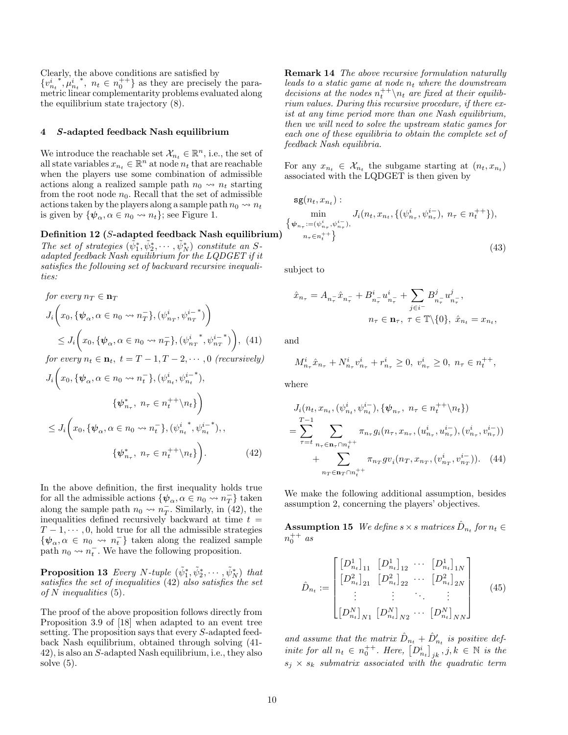Clearly, the above conditions are satisfied by $\{{v^i_{n_t}}^*, {\mu^i_{n_t}}^*,\ n_t \in n_0^{++}\}$ as they are precisely the parametric linear complementarity problems evaluated along the equilibrium state trajectory (8).

## 4 $S$-adapted feedback Nash equilibrium

We introduce the reachable set $\mathcal{X}_{n_t} \in \mathbb{R}^n$, i.e., the set of all state variables $x_{n_t} \in \mathbb{R}^n$ at node $n_t$ that are reachable when the players use some combination of admissible actions along a realized sample path $n_0 \rightsquigarrow n_t$ starting from the root node $n_0$. Recall that the set of admissible actions taken by the players along a sample path $n_0 \rightsquigarrow n_t$ is given by $\{\boldsymbol{\psi}_\alpha, \alpha \in n_0 \rightsquigarrow n_t\}$; see Figure 1.

**Definition 12 ($S$-adapted feedback Nash equilibrium)** *The set of strategies $(\tilde{\psi}_1^*, \tilde{\psi}_2^*, \cdots, \tilde{\psi}_N^*)$ constitute an $S$-adapted feedback Nash equilibrium for the LQDGET if it satisfies the following set of backward recursive inequalities:*

*for every $n_T \in \mathbf{n}_T$*

$$
\begin{aligned}
&J_i\bigg(x_0, \{\boldsymbol{\psi}_\alpha, \alpha \in n_0 \rightsquigarrow n_T^-\}, (\psi^i_{n_T}, {\psi^{i-}_{n_T}}^*)\bigg) \\
&\quad \leq J_i\bigg(x_0, \{\boldsymbol{\psi}_\alpha, \alpha \in n_0 \rightsquigarrow n_T^-\}, ({\psi^i_{n_T}}^*, {\psi^{i-}_{n_T}}^*)\bigg), \quad (41)
\end{aligned}
$$

*for every $n_t \in \mathbf{n}_t,\ t = T-1, T-2, \cdots, 0$ (recursively)*

$$
\begin{aligned}
&J_i\bigg(x_0, \{\boldsymbol{\psi}_\alpha, \alpha \in n_0 \rightsquigarrow n_t^-\}, (\psi^i_{n_t}, {\psi^{i-}_{n_t}}^*), \\
&\qquad\qquad \{\boldsymbol{\psi}^*_{n_\tau},\ n_\tau \in n_t^{++}\backslash n_t\}\bigg) \\
&\leq J_i\bigg(x_0, \{\boldsymbol{\psi}_\alpha, \alpha \in n_0 \rightsquigarrow n_t^-\}, ({\psi^i_{n_t}}^*, {\psi^{i-}_{n_t}}^*),, \\
&\qquad\qquad \{\boldsymbol{\psi}^*_{n_\tau},\ n_\tau \in n_t^{++}\backslash n_t\}\bigg). \quad (42)
\end{aligned}
$$

In the above definition, the first inequality holds true for all the admissible actions $\{\boldsymbol{\psi}_\alpha, \alpha \in n_0 \rightsquigarrow n_T^-\}$ taken along the sample path $n_0 \rightsquigarrow n_T^-$. Similarly, in (42), the inequalities defined recursively backward at time $t = T-1, \cdots, 0$, hold true for all the admissible strategies $\{\boldsymbol{\psi}_\alpha, \alpha \in n_0 \rightsquigarrow n_t^-\}$ taken along the realized sample path $n_0 \rightsquigarrow n_t^-$. We have the following proposition.

**Proposition 13** *Every $N$-tuple $(\tilde{\psi}_1^*, \tilde{\psi}_2^*, \cdots, \tilde{\psi}_N^*)$ that satisfies the set of inequalities (42) also satisfies the set of $N$ inequalities (5).*

The proof of the above proposition follows directly from Proposition 3.9 of [18] when adapted to an event tree setting. The proposition says that every $S$-adapted feedback Nash equilibrium, obtained through solving (41-42), is also an $S$-adapted Nash equilibrium, i.e., they also solve (5).

**Remark 14** *The above recursive formulation naturally leads to a static game at node $n_t$ where the downstream decisions at the nodes $n_t^{++}\backslash n_t$ are fixed at their equilibrium values. During this recursive procedure, if there exist at any time period more than one Nash equilibrium, then we will need to solve the upstream static games for each one of these equilibria to obtain the complete set of feedback Nash equilibria.*

For any $x_{n_t} \in \mathcal{X}_{n_t}$ the subgame starting at $(n_t, x_{n_t})$ associated with the LQDGET is then given by

$$
\begin{aligned}
&\mathtt{sg}(n_t, x_{n_t}): \\
&\min_{\substack{\{\boldsymbol{\psi}_{n_\tau} := (\psi^i_{n_\tau}, \psi^{i-}_{n_\tau}),\\ n_\tau \in n_t^{++}\}}} J_i(n_t, x_{n_t}, \{(\psi^i_{n_\tau}, \psi^{i-}_{n_\tau}),\ n_\tau \in n_t^{++}\}), \quad (43)
\end{aligned}
$$

subject to

$$
\begin{aligned}
\hat{x}_{n_\tau} &= A_{n_\tau^-}\hat{x}_{n_\tau^-} + B^i_{n_\tau^-}u^i_{n_\tau^-} + \sum_{j \in i^-} B^j_{n_\tau^-}u^j_{n_\tau^-}, \\
&\qquad n_\tau \in \mathbf{n}_\tau,\ \tau \in \mathbb{T}\backslash\{0\},\ \hat{x}_{n_t} = x_{n_t},
\end{aligned}
$$

and

$$
M^i_{n_\tau}\hat{x}_{n_\tau} + N^i_{n_\tau}v^i_{n_\tau} + r^i_{n_\tau} \geq 0,\ v^i_{n_\tau} \geq 0,\ n_\tau \in n_t^{++},
$$

where

$$
\begin{aligned}
&J_i(n_t, x_{n_t}, (\psi^i_{n_t}, \psi^{i-}_{n_t}), \{\boldsymbol{\psi}_{n_\tau},\ n_\tau \in n_t^{++}\backslash n_t\}) \\
&= \sum_{\tau=t}^{T-1} \sum_{n_\tau \in \mathbf{n}_\tau \cap n_t^{++}} \pi_{n_\tau} g_i(n_\tau, x_{n_\tau}, (u^i_{n_\tau}, u^{i-}_{n_\tau}), (v^i_{n_\tau}, v^{i-}_{n_\tau})) \\
&\qquad + \sum_{n_T \in \mathbf{n}_T \cap n_t^{++}} \pi_{n_T} gv_i(n_T, x_{n_T}, (v^i_{n_T}, v^{i-}_{n_T})). \quad (44)
\end{aligned}
$$

We make the following additional assumption, besides assumption 2, concerning the players' objectives.

**Assumption 15** *We define $s \times s$ matrices $\hat{D}_{n_t}$ for $n_t \in n_0^{++}$ as*

$$
\hat{D}_{n_t} := \begin{bmatrix} [D^1_{n_t}]_{11} & [D^1_{n_t}]_{12} & \cdots & [D^1_{n_t}]_{1N} \\ [D^2_{n_t}]_{21} & [D^2_{n_t}]_{22} & \cdots & [D^2_{n_t}]_{2N} \\ \vdots & \vdots & \ddots & \vdots \\ [D^N_{n_t}]_{N1} & [D^N_{n_t}]_{N2} & \cdots & [D^N_{n_t}]_{NN} \end{bmatrix} \quad (45)
$$

*and assume that the matrix $\hat{D}_{n_t} + \hat{D}'_{n_t}$ is positive definite for all $n_t \in n_0^{++}$. Here, $[D^i_{n_t}]_{jk}, j, k \in \mathbb{N}$ is the $s_j \times s_k$ submatrix associated with the quadratic term*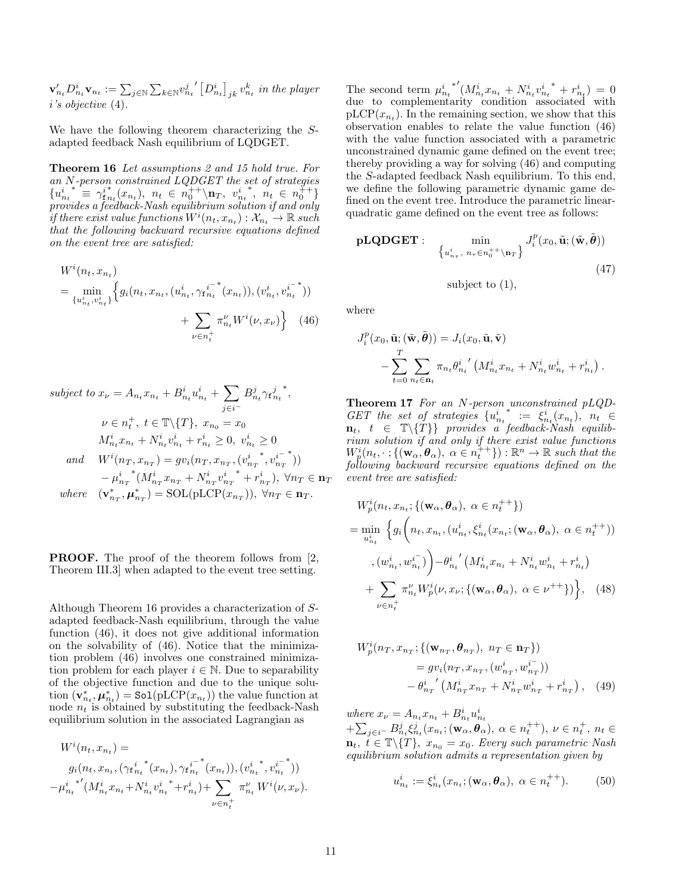$\mathbf{v}'_{n_t} D^i_{n_t} \mathbf{v}_{n_t} := \sum_{j\in\mathbb{N}} \sum_{k\in\mathbb{N}} v^{j}_{n_t}{}' \left[D^i_{n_t}\right]_{jk} v^k_{n_t}$ *in the player $i$'s objective* (4).

We have the following theorem characterizing the $S$-adapted feedback Nash equilibrium of LQDGET.

**Theorem 16** *Let assumptions 2 and 15 hold true. For an $N$-person constrained LQDGET the set of strategies $\{u^{i}_{n_t}{}^{*} \equiv \gamma^{i\,*}_{\mathfrak{f}\,n_t}(x_{n_t}),\ n_t \in n_0^{++}\backslash \mathbf{n}_T,\ v^{i}_{n_t}{}^{*},\ n_t \in n_0^{++}\}$ provides a feedback-Nash equilibrium solution if and only if there exist value functions $W^i(n_t, x_{n_t}) : \mathcal{X}_{n_t} \to \mathbb{R}$ such that the following backward recursive equations defined on the event tree are satisfied:*

$$
\begin{aligned}
&W^i(n_t, x_{n_t}) \\
&= \min_{\{u^i_{n_t}, v^i_{n_t}\}} \Big\{ g_i(n_t, x_{n_t}, (u^i_{n_t}, \gamma^{i^-\,*}_{\mathfrak{f}\,n_t}(x_{n_t})), (v^i_{n_t}, v^{i^-\,*}_{n_t})) \\
&\qquad\qquad + \sum_{\nu\in n_t^+} \pi^{\nu}_{n_t} W^i(\nu, x_\nu)\Big\} \quad (46)
\end{aligned}
$$

*subject to*

$$
\begin{aligned}
& x_\nu = A_{n_t} x_{n_t} + B^i_{n_t} u^i_{n_t} + \sum_{j\in i^-} B^j_{n_t} \gamma^{j\ *}_{\mathfrak{f}\,n_t}, \\
& \nu \in n_t^+,\ t \in \mathbb{T}\backslash\{T\},\ x_{n_0} = x_0 \\
& M^i_{n_t} x_{n_t} + N^i_{n_t} v^i_{n_t} + r^i_{n_t} \geq 0,\ v^i_{n_t} \geq 0 \\
\text{and}\quad & W^i(n_T, x_{n_T}) = gv_i(n_T, x_{n_T}, (v^{i\ *}_{n_T}, v^{i^-\,*}_{n_T})) \\
& \quad - \mu^{i\ *}_{n_T}{}' (M^i_{n_T} x_{n_T} + N^i_{n_T} v^{i\ *}_{n_T} + r^i_{n_T}),\ \forall n_T \in \mathbf{n}_T \\
\text{where}\quad & (\mathbf{v}^*_{n_T}, \boldsymbol{\mu}^*_{n_T}) = \mathrm{SOL}(\mathrm{pLCP}(x_{n_T})),\ \forall n_T \in \mathbf{n}_T.
\end{aligned}
$$

**PROOF.** The proof of the theorem follows from [2, Theorem III.3] when adapted to the event tree setting.

Although Theorem 16 provides a characterization of $S$-adapted feedback-Nash equilibrium, through the value function (46), it does not give additional information on the solvability of (46). Notice that the minimization problem (46) involves one constrained minimization problem for each player $i \in \mathbb{N}$. Due to separability of the objective function and due to the unique solution $(\mathbf{v}^*_{n_t}, \boldsymbol{\mu}^*_{n_t}) = \texttt{Sol}(\mathrm{pLCP}(x_{n_t}))$ the value function at node $n_t$ is obtained by substituting the feedback-Nash equilibrium solution in the associated Lagrangian as

$$
\begin{aligned}
&W^i(n_t, x_{n_t}) = \\
&g_i(n_t, x_{n_t}, (\gamma^{i\ *}_{\mathfrak{f}\,n_t}(x_{n_t}), \gamma^{i^-\,*}_{\mathfrak{f}\,n_t}(x_{n_t})), (v^{i\ *}_{n_t}, v^{i^-\,*}_{n_t})) \\
&-\mu^{i\ *'}_{n_t} (M^i_{n_t} x_{n_t} + N^i_{n_t} v^{i\ *}_{n_t} + r^i_{n_t}) + \sum_{\nu\in n_t^+} \pi^{\nu}_{n_t} W^i(\nu, x_\nu).
\end{aligned}
$$

The second term $\mu^{i\ *'}_{n_t} (M^i_{n_t} x_{n_t} + N^i_{n_t} v^{i\ *}_{n_t} + r^i_{n_t}) = 0$ due to complementarity condition associated with $\mathrm{pLCP}(x_{n_t})$. In the remaining section, we show that this observation enables to relate the value function (46) with the value function associated with a parametric unconstrained dynamic game defined on the event tree; thereby providing a way for solving (46) and computing the $S$-adapted feedback Nash equilibrium. To this end, we define the following parametric dynamic game defined on the event tree. Introduce the parametric linear-quadratic game defined on the event tree as follows:

$$
\textbf{pLQDGET}: \quad \min_{\left\{u^i_{n_\tau},\ n_\tau \in n_0^{++}\backslash \mathbf{n}_T\right\}} J^p_i(x_0, \tilde{\mathbf{u}}; (\tilde{\mathbf{w}}, \tilde{\boldsymbol{\theta}})) \quad (47)
$$

$$
\text{subject to (1)},
$$

where

$$
\begin{aligned}
J^p_i(x_0, \tilde{\mathbf{u}}; (\tilde{\mathbf{w}}, \tilde{\boldsymbol{\theta}})) &= J_i(x_0, \tilde{\mathbf{u}}, \tilde{\mathbf{v}}) \\
&\quad - \sum_{t=0}^{T} \sum_{n_t\in\mathbf{n}_t} \pi_{n_t} \theta^{i}_{n_t}{}' \left(M^i_{n_t} x_{n_t} + N^i_{n_t} w^i_{n_t} + r^i_{n_t}\right).
\end{aligned}
$$

**Theorem 17** *For an $N$-person unconstrained pLQDGET the set of strategies $\{u^{i}_{n_t}{}^{*} := \xi^i_{n_t}(x_{n_t}),\ n_t \in \mathbf{n}_t,\ t \in \mathbb{T}\backslash\{T\}\}$ provides a feedback-Nash equilibrium solution if and only if there exist value functions $W^i_p(n_t, \cdot\,; \{(\mathbf{w}_\alpha, \boldsymbol{\theta}_\alpha),\ \alpha \in n_t^{++}\}) : \mathbb{R}^n \to \mathbb{R}$ such that the following backward recursive equations defined on the event tree are satisfied:*

$$
\begin{aligned}
&W^i_p(n_t, x_{n_t}; \{(\mathbf{w}_\alpha, \boldsymbol{\theta}_\alpha),\ \alpha \in n_t^{++}\}) \\
&= \min_{u^i_{n_t}} \Big\{ g_i\Big(n_t, x_{n_t}, (u^i_{n_t}, \xi^i_{n_t}(x_{n_t}; (\mathbf{w}_\alpha, \boldsymbol{\theta}_\alpha),\ \alpha \in n_t^{++})) \\
&\qquad , (w^i_{n_t}, w^{i^-}_{n_t})\Big) - \theta^{i}_{n_t}{}' \left(M^i_{n_t} x_{n_t} + N^i_{n_t} w^i_{n_t} + r^i_{n_t}\right) \\
&\qquad + \sum_{\nu\in n_t^+} \pi^{\nu}_{n_t} W^i_p(\nu, x_\nu; \{(\mathbf{w}_\alpha, \boldsymbol{\theta}_\alpha),\ \alpha \in \nu^{++}\})\Big\}, \quad (48)
\end{aligned}
$$

$$
\begin{aligned}
&W^i_p(n_T, x_{n_T}; \{(\mathbf{w}_{n_T}, \boldsymbol{\theta}_{n_T}),\ n_T \in \mathbf{n}_T\}) \\
&\qquad = gv_i(n_T, x_{n_T}, (w^i_{n_T}, w^{i^-}_{n_T})) \\
&\qquad\quad - \theta^{i}_{n_T}{}' \left(M^i_{n_T} x_{n_T} + N^i_{n_T} w^i_{n_T} + r^i_{n_T}\right), \quad (49)
\end{aligned}
$$

*where $x_\nu = A_{n_t} x_{n_t} + B^i_{n_t} u^i_{n_t} + \sum_{j\in i^-} B^j_{n_t} \xi^j_{n_t}(x_{n_t}; (\mathbf{w}_\alpha, \boldsymbol{\theta}_\alpha),\ \alpha \in n_t^{++}),\ \nu \in n_t^+,\ n_t \in \mathbf{n}_t,\ t \in \mathbb{T}\backslash\{T\},\ x_{n_0} = x_0$. Every such parametric Nash equilibrium solution admits a representation given by*

$$
u^i_{n_t} := \xi^i_{n_t}(x_{n_t}; (\mathbf{w}_\alpha, \boldsymbol{\theta}_\alpha),\ \alpha \in n_t^{++}). \quad (50)
$$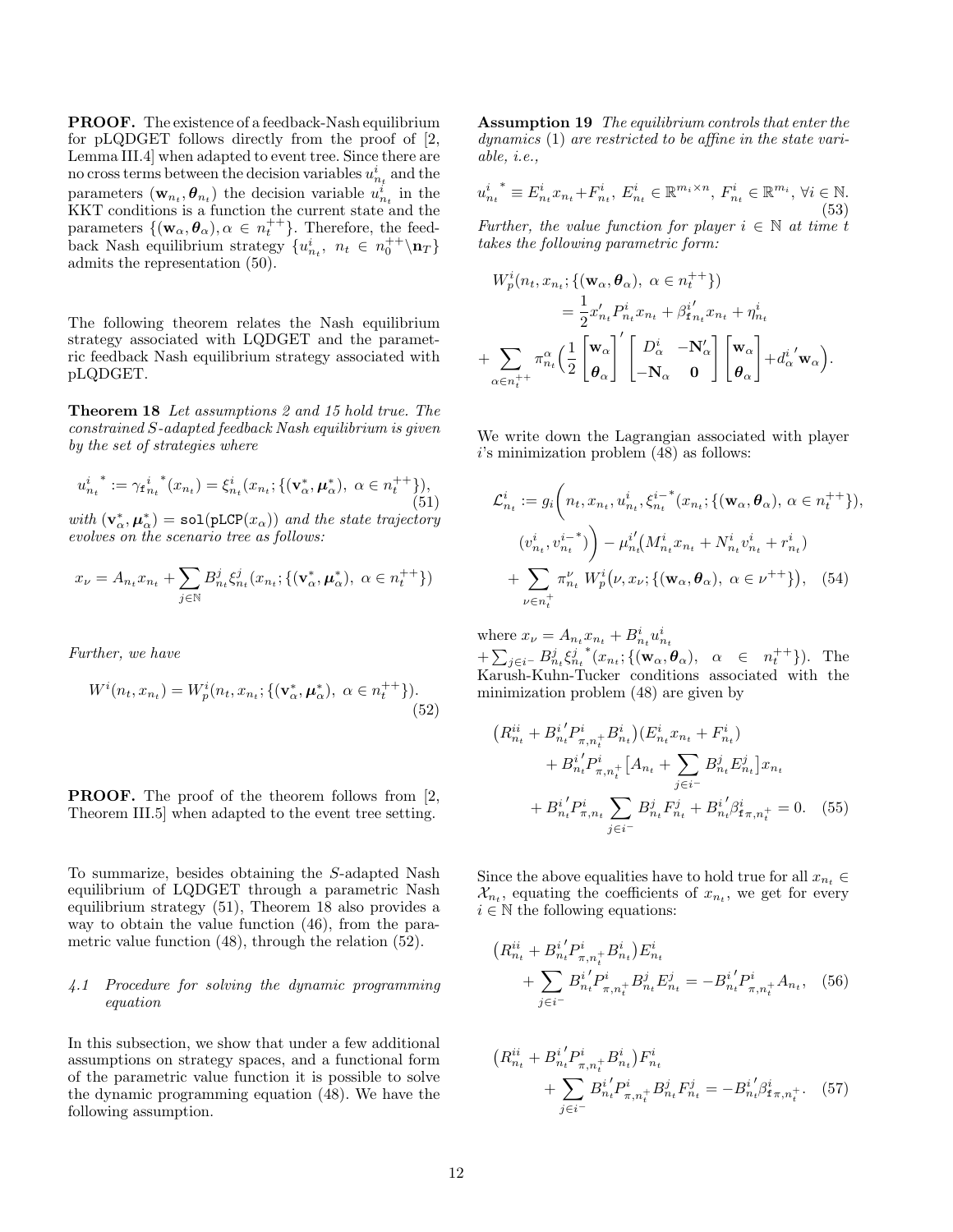**PROOF.** The existence of a feedback-Nash equilibrium for pLQDGET follows directly from the proof of [2, Lemma III.4] when adapted to event tree. Since there are no cross terms between the decision variables $u^i_{n_t}$ and the parameters $(\mathbf{w}_{n_t}, \boldsymbol{\theta}_{n_t})$ the decision variable $u^i_{n_t}$ in the KKT conditions is a function the current state and the parameters $\{(\mathbf{w}_\alpha, \boldsymbol{\theta}_\alpha), \alpha \in n_t^{++}\}$. Therefore, the feedback Nash equilibrium strategy $\{u^i_{n_t},\ n_t \in n_0^{++} \backslash \mathbf{n}_T\}$ admits the representation (50).

The following theorem relates the Nash equilibrium strategy associated with LQDGET and the parametric feedback Nash equilibrium strategy associated with pLQDGET.

**Theorem 18** *Let assumptions 2 and 15 hold true. The constrained S-adapted feedback Nash equilibrium is given by the set of strategies where*

$$u^{i\ *}_{n_t} := \gamma^{i\ *}_{\mathbf{f}\, n_t}(x_{n_t}) = \xi^i_{n_t}(x_{n_t}; \{(\mathbf{v}^*_\alpha, \boldsymbol{\mu}^*_\alpha),\ \alpha \in n_t^{++}\}), \tag{51}$$

*with* $(\mathbf{v}^*_\alpha, \boldsymbol{\mu}^*_\alpha) = \mathtt{sol}(\mathtt{pLCP}(x_\alpha))$ *and the state trajectory evolves on the scenario tree as follows:*

$$x_\nu = A_{n_t} x_{n_t} + \sum_{j \in \mathbb{N}} B^j_{n_t} \xi^j_{n_t}(x_{n_t}; \{(\mathbf{v}^*_\alpha, \boldsymbol{\mu}^*_\alpha),\ \alpha \in n_t^{++}\})$$

*Further, we have*

$$W^i(n_t, x_{n_t}) = W^i_p(n_t, x_{n_t}; \{(\mathbf{v}^*_\alpha, \boldsymbol{\mu}^*_\alpha),\ \alpha \in n_t^{++}\}). \tag{52}$$

**PROOF.** The proof of the theorem follows from [2, Theorem III.5] when adapted to the event tree setting.

To summarize, besides obtaining the $S$-adapted Nash equilibrium of LQDGET through a parametric Nash equilibrium strategy (51), Theorem 18 also provides a way to obtain the value function (46), from the parametric value function (48), through the relation (52).

### 4.1 Procedure for solving the dynamic programming equation

In this subsection, we show that under a few additional assumptions on strategy spaces, and a functional form of the parametric value function it is possible to solve the dynamic programming equation (48). We have the following assumption.

**Assumption 19** *The equilibrium controls that enter the dynamics* (1) *are restricted to be affine in the state variable, i.e.,*

$$u^{i\ *}_{n_t} \equiv E^i_{n_t} x_{n_t} + F^i_{n_t},\ E^i_{n_t} \in \mathbb{R}^{m_i \times n},\ F^i_{n_t} \in \mathbb{R}^{m_i},\ \forall i \in \mathbb{N}. \tag{53}$$

*Further, the value function for player* $i \in \mathbb{N}$ *at time* $t$ *takes the following parametric form:*

$$\begin{aligned} W^i_p(n_t, x_{n_t}; \{(\mathbf{w}_\alpha, \boldsymbol{\theta}_\alpha),\ \alpha \in n_t^{++}\}) &= \frac{1}{2} x'_{n_t} P^i_{n_t} x_{n_t} + \beta^{i\,\prime}_{\mathbf{f} n_t} x_{n_t} + \eta^i_{n_t} \\ + \sum_{\alpha \in n_t^{++}} \pi^\alpha_{n_t} \Big( \frac{1}{2} \begin{bmatrix} \mathbf{w}_\alpha \\ \boldsymbol{\theta}_\alpha \end{bmatrix}' &\begin{bmatrix} D^i_\alpha & -\mathbf{N}'_\alpha \\ -\mathbf{N}_\alpha & \mathbf{0} \end{bmatrix} \begin{bmatrix} \mathbf{w}_\alpha \\ \boldsymbol{\theta}_\alpha \end{bmatrix} + d^{i\,\prime}_\alpha \mathbf{w}_\alpha \Big). \end{aligned}$$

We write down the Lagrangian associated with player $i$'s minimization problem (48) as follows:

$$\begin{aligned} \mathcal{L}^i_{n_t} := g_i\bigg( & n_t, x_{n_t}, u^i_{n_t}, \xi^{i-*}_{n_t}(x_{n_t}; \{(\mathbf{w}_\alpha, \boldsymbol{\theta}_\alpha),\ \alpha \in n_t^{++}\}), \\ & (v^i_{n_t}, v^{i-*}_{n_t})\bigg) - \mu^{i\,\prime}_{n_t}\big(M^i_{n_t} x_{n_t} + N^i_{n_t} v^i_{n_t} + r^i_{n_t}\big) \\ & + \sum_{\nu \in n_t^+} \pi^\nu_{n_t}\ W^i_p\big(\nu, x_\nu; \{(\mathbf{w}_\alpha, \boldsymbol{\theta}_\alpha),\ \alpha \in \nu^{++}\}\big), \end{aligned} \tag{54}$$

where $x_\nu = A_{n_t} x_{n_t} + B^i_{n_t} u^i_{n_t} + \sum_{j \in i^-} B^j_{n_t} \xi^{j\ *}_{n_t}(x_{n_t}; \{(\mathbf{w}_\alpha, \boldsymbol{\theta}_\alpha),\ \alpha \in n_t^{++}\})$. The Karush-Kuhn-Tucker conditions associated with the minimization problem (48) are given by

$$\begin{aligned} & \big(R^{ii}_{n_t} + B^{i\,\prime}_{n_t} P^i_{\pi, n_t^+} B^i_{n_t}\big)\big(E^i_{n_t} x_{n_t} + F^i_{n_t}\big) \\ & \quad + B^{i\,\prime}_{n_t} P^i_{\pi, n_t^+}\big[A_{n_t} + \sum_{j \in i^-} B^j_{n_t} E^j_{n_t}\big] x_{n_t} \\ & \quad + B^{i\,\prime}_{n_t} P^i_{\pi, n_t} \sum_{j \in i^-} B^j_{n_t} F^j_{n_t} + B^{i\,\prime}_{n_t} \beta^i_{\mathbf{f}\pi, n_t^+} = 0. \end{aligned} \tag{55}$$

Since the above equalities have to hold true for all $x_{n_t} \in \mathcal{X}_{n_t}$, equating the coefficients of $x_{n_t}$, we get for every $i \in \mathbb{N}$ the following equations:

$$\begin{aligned} & \big(R^{ii}_{n_t} + B^{i\,\prime}_{n_t} P^i_{\pi, n_t^+} B^i_{n_t}\big) E^i_{n_t} \\ & \quad + \sum_{j \in i^-} B^{i\,\prime}_{n_t} P^i_{\pi, n_t^+} B^j_{n_t} E^j_{n_t} = -B^{i\,\prime}_{n_t} P^i_{\pi, n_t^+} A_{n_t}, \end{aligned} \tag{56}$$

$$\begin{aligned} & \big(R^{ii}_{n_t} + B^{i\,\prime}_{n_t} P^i_{\pi, n_t^+} B^i_{n_t}\big) F^i_{n_t} \\ & \quad + \sum_{j \in i^-} B^{i\,\prime}_{n_t} P^i_{\pi, n_t^+} B^j_{n_t} F^j_{n_t} = -B^{i\,\prime}_{n_t} \beta^i_{\mathbf{f}\pi, n_t^+}. \end{aligned} \tag{57}$$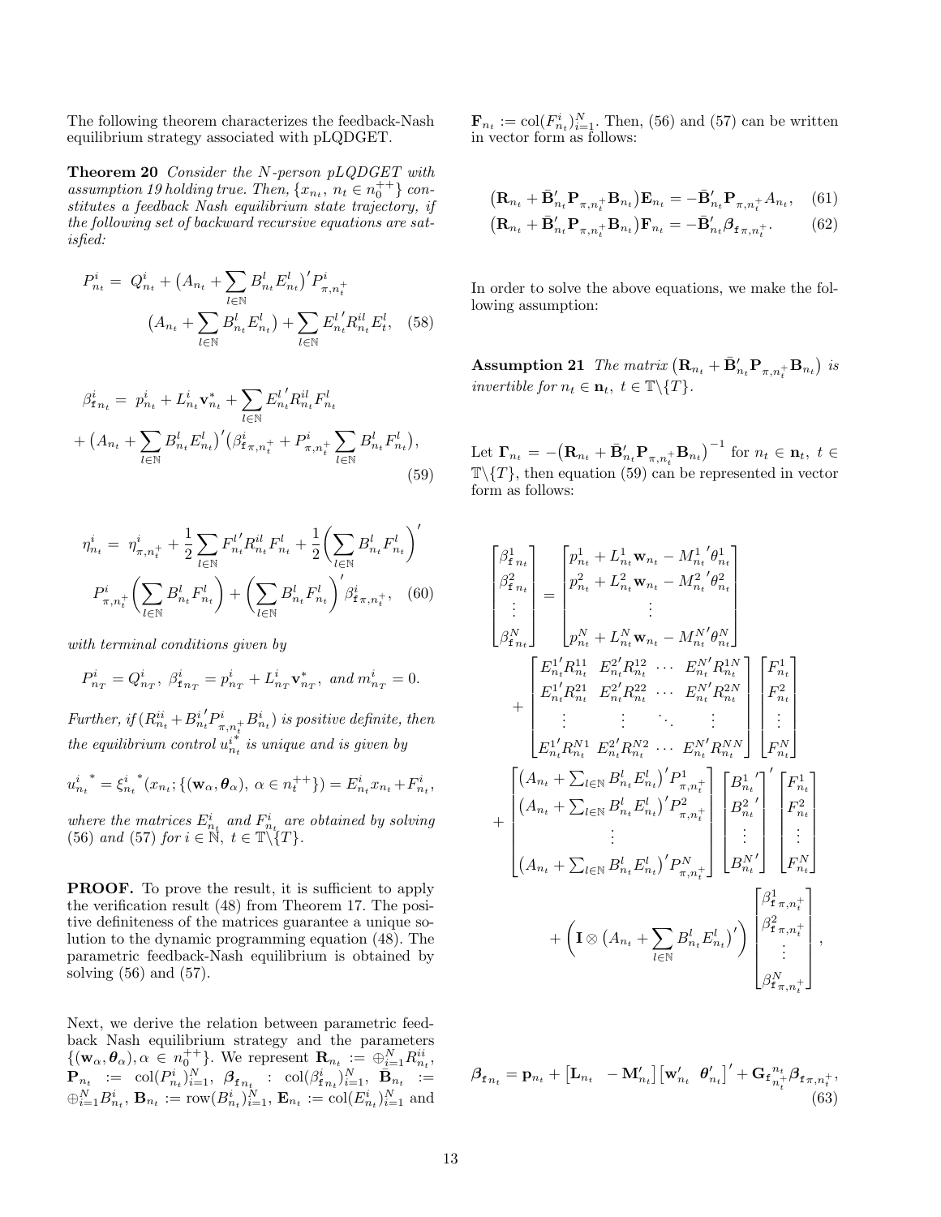The following theorem characterizes the feedback-Nash equilibrium strategy associated with pLQDGET.

**Theorem 20** *Consider the $N$-person pLQDGET with assumption 19 holding true. Then, $\{x_{n_t},\ n_t \in n_0^{++}\}$ constitutes a feedback Nash equilibrium state trajectory, if the following set of backward recursive equations are satisfied:*

$$P^i_{n_t} = Q^i_{n_t} + \big(A_{n_t} + \sum_{l\in\mathbb{N}} B^l_{n_t} E^l_{n_t}\big)' P^i_{\pi, n_t^+} \big(A_{n_t} + \sum_{l\in\mathbb{N}} B^l_{n_t} E^l_{n_t}\big) + \sum_{l\in\mathbb{N}} {E^l_{n_t}}' R^{il}_{n_t} E^l_t, \quad (58)$$

$$\beta^i_{\mathfrak{f}\, n_t} = p^i_{n_t} + L^i_{n_t} \mathbf{v}^*_{n_t} + \sum_{l\in\mathbb{N}} {E^l_{n_t}}' R^{il}_{n_t} F^l_{n_t} + \big(A_{n_t} + \sum_{l\in\mathbb{N}} B^l_{n_t} E^l_{n_t}\big)' \big(\beta^i_{\mathfrak{f}\,\pi, n_t^+} + P^i_{\pi, n_t^+} \sum_{l\in\mathbb{N}} B^l_{n_t} F^l_{n_t}\big), \quad (59)$$

$$\eta^i_{n_t} = \eta^i_{\pi, n_t^+} + \frac{1}{2}\sum_{l\in\mathbb{N}} {F^l_{n_t}}' R^{il}_{n_t} F^l_{n_t} + \frac{1}{2}\Big(\sum_{l\in\mathbb{N}} B^l_{n_t} F^l_{n_t}\Big)' P^i_{\pi, n_t^+} \Big(\sum_{l\in\mathbb{N}} B^l_{n_t} F^l_{n_t}\Big) + \Big(\sum_{l\in\mathbb{N}} B^l_{n_t} F^l_{n_t}\Big)' \beta^i_{\mathfrak{f}\,\pi, n_t^+}, \quad (60)$$

*with terminal conditions given by*

$$P^i_{n_T} = Q^i_{n_T},\ \beta^i_{\mathfrak{f}\, n_T} = p^i_{n_T} + L^i_{n_T}\mathbf{v}^*_{n_T},\ \text{and } m^i_{n_T} = 0.$$

*Further, if $(R^{ii}_{n_t} + {B^i_{n_t}}' P^i_{\pi, n_t^+} B^i_{n_t})$ is positive definite, then the equilibrium control $u^{i^*}_{n_t}$ is unique and is given by*

$$u^{i\,*}_{n_t} = \xi^{i\,*}_{n_t}(x_{n_t}; \{(\mathbf{w}_\alpha, \boldsymbol{\theta}_\alpha),\ \alpha \in n_t^{++}\}) = E^i_{n_t} x_{n_t} + F^i_{n_t},$$

*where the matrices $E^i_{n_t}$ and $F^i_{n_t}$ are obtained by solving (56) and (57) for $i \in \mathbb{N},\ t \in \mathbb{T}\backslash\{T\}$.*

**PROOF.** To prove the result, it is sufficient to apply the verification result (48) from Theorem 17. The positive definiteness of the matrices guarantee a unique solution to the dynamic programming equation (48). The parametric feedback-Nash equilibrium is obtained by solving (56) and (57).

Next, we derive the relation between parametric feedback Nash equilibrium strategy and the parameters $\{(\mathbf{w}_\alpha, \boldsymbol{\theta}_\alpha), \alpha \in n_0^{++}\}$. We represent $\mathbf{R}_{n_t} := \oplus_{i=1}^N R^{ii}_{n_t}$, $\mathbf{P}_{n_t} := \mathrm{col}(P^i_{n_t})_{i=1}^N$, $\boldsymbol{\beta}_{\mathfrak{f}\, n_t} : \mathrm{col}(\beta^i_{\mathfrak{f}\, n_t})_{i=1}^N$, $\bar{\mathbf{B}}_{n_t} := \oplus_{i=1}^N B^i_{n_t}$, $\mathbf{B}_{n_t} := \mathrm{row}(B^i_{n_t})_{i=1}^N$, $\mathbf{E}_{n_t} := \mathrm{col}(E^i_{n_t})_{i=1}^N$ and $\mathbf{F}_{n_t} := \mathrm{col}(F^i_{n_t})_{i=1}^N$. Then, (56) and (57) can be written in vector form as follows:

$$\big(\mathbf{R}_{n_t} + \bar{\mathbf{B}}'_{n_t} \mathbf{P}_{\pi, n_t^+} \mathbf{B}_{n_t}\big)\mathbf{E}_{n_t} = -\bar{\mathbf{B}}'_{n_t} \mathbf{P}_{\pi, n_t^+} A_{n_t}, \quad (61)$$

$$\big(\mathbf{R}_{n_t} + \bar{\mathbf{B}}'_{n_t} \mathbf{P}_{\pi, n_t^+} \mathbf{B}_{n_t}\big)\mathbf{F}_{n_t} = -\bar{\mathbf{B}}'_{n_t} \boldsymbol{\beta}_{\mathfrak{f}\,\pi, n_t^+}. \quad (62)$$

In order to solve the above equations, we make the following assumption:

**Assumption 21** *The matrix $\big(\mathbf{R}_{n_t} + \bar{\mathbf{B}}'_{n_t} \mathbf{P}_{\pi, n_t^+} \mathbf{B}_{n_t}\big)$ is invertible for $n_t \in \mathbf{n}_t,\ t \in \mathbb{T}\backslash\{T\}$.*

Let $\boldsymbol{\Gamma}_{n_t} = -\big(\mathbf{R}_{n_t} + \bar{\mathbf{B}}'_{n_t} \mathbf{P}_{\pi, n_t^+} \mathbf{B}_{n_t}\big)^{-1}$ for $n_t \in \mathbf{n}_t,\ t \in \mathbb{T}\backslash\{T\}$, then equation (59) can be represented in vector form as follows:

$$\begin{bmatrix} \beta^1_{\mathfrak{f}\, n_t} \\ \beta^2_{\mathfrak{f}\, n_t} \\ \vdots \\ \beta^N_{\mathfrak{f}\, n_t} \end{bmatrix} = \begin{bmatrix} p^1_{n_t} + L^1_{n_t}\mathbf{w}_{n_t} - {M^1_{n_t}}'\theta^1_{n_t} \\ p^2_{n_t} + L^2_{n_t}\mathbf{w}_{n_t} - {M^2_{n_t}}'\theta^2_{n_t} \\ \vdots \\ p^N_{n_t} + L^N_{n_t}\mathbf{w}_{n_t} - {M^N_{n_t}}'\theta^N_{n_t} \end{bmatrix} + \begin{bmatrix} {E^1_{n_t}}' R^{11}_{n_t} & {E^2_{n_t}}' R^{12}_{n_t} & \cdots & {E^N_{n_t}}' R^{1N}_{n_t} \\ {E^1_{n_t}}' R^{21}_{n_t} & {E^2_{n_t}}' R^{22}_{n_t} & \cdots & {E^N_{n_t}}' R^{2N}_{n_t} \\ \vdots & \vdots & \ddots & \vdots \\ {E^1_{n_t}}' R^{N1}_{n_t} & {E^2_{n_t}}' R^{N2}_{n_t} & \cdots & {E^N_{n_t}}' R^{NN}_{n_t} \end{bmatrix} \begin{bmatrix} F^1_{n_t} \\ F^2_{n_t} \\ \vdots \\ F^N_{n_t} \end{bmatrix}$$

$$+ \begin{bmatrix} \big(A_{n_t} + \sum_{l\in\mathbb{N}} B^l_{n_t} E^l_{n_t}\big)' P^1_{\pi, n_t^+} \\ \big(A_{n_t} + \sum_{l\in\mathbb{N}} B^l_{n_t} E^l_{n_t}\big)' P^2_{\pi, n_t^+} \\ \vdots \\ \big(A_{n_t} + \sum_{l\in\mathbb{N}} B^l_{n_t} E^l_{n_t}\big)' P^N_{\pi, n_t^+} \end{bmatrix} \begin{bmatrix} {B^1_{n_t}}' \\ {B^2_{n_t}}' \\ \vdots \\ {B^N_{n_t}}' \end{bmatrix}' \begin{bmatrix} F^1_{n_t} \\ F^2_{n_t} \\ \vdots \\ F^N_{n_t} \end{bmatrix} + \Big(\mathbf{I} \otimes \big(A_{n_t} + \sum_{l\in\mathbb{N}} B^l_{n_t} E^l_{n_t}\big)'\Big) \begin{bmatrix} \beta^1_{\mathfrak{f}\,\pi, n_t^+} \\ \beta^2_{\mathfrak{f}\,\pi, n_t^+} \\ \vdots \\ \beta^N_{\mathfrak{f}\,\pi, n_t^+} \end{bmatrix},$$

$$\boldsymbol{\beta}_{\mathfrak{f}\, n_t} = \mathbf{p}_{n_t} + \big[\mathbf{L}_{n_t} \quad -\mathbf{M}'_{n_t}\big]\big[\mathbf{w}'_{n_t} \quad \boldsymbol{\theta}'_{n_t}\big]' + \mathbf{G}_{\mathfrak{f}\, n_t^+}^{\;n_t} \boldsymbol{\beta}_{\mathfrak{f}\,\pi, n_t^+}, \quad (63)$$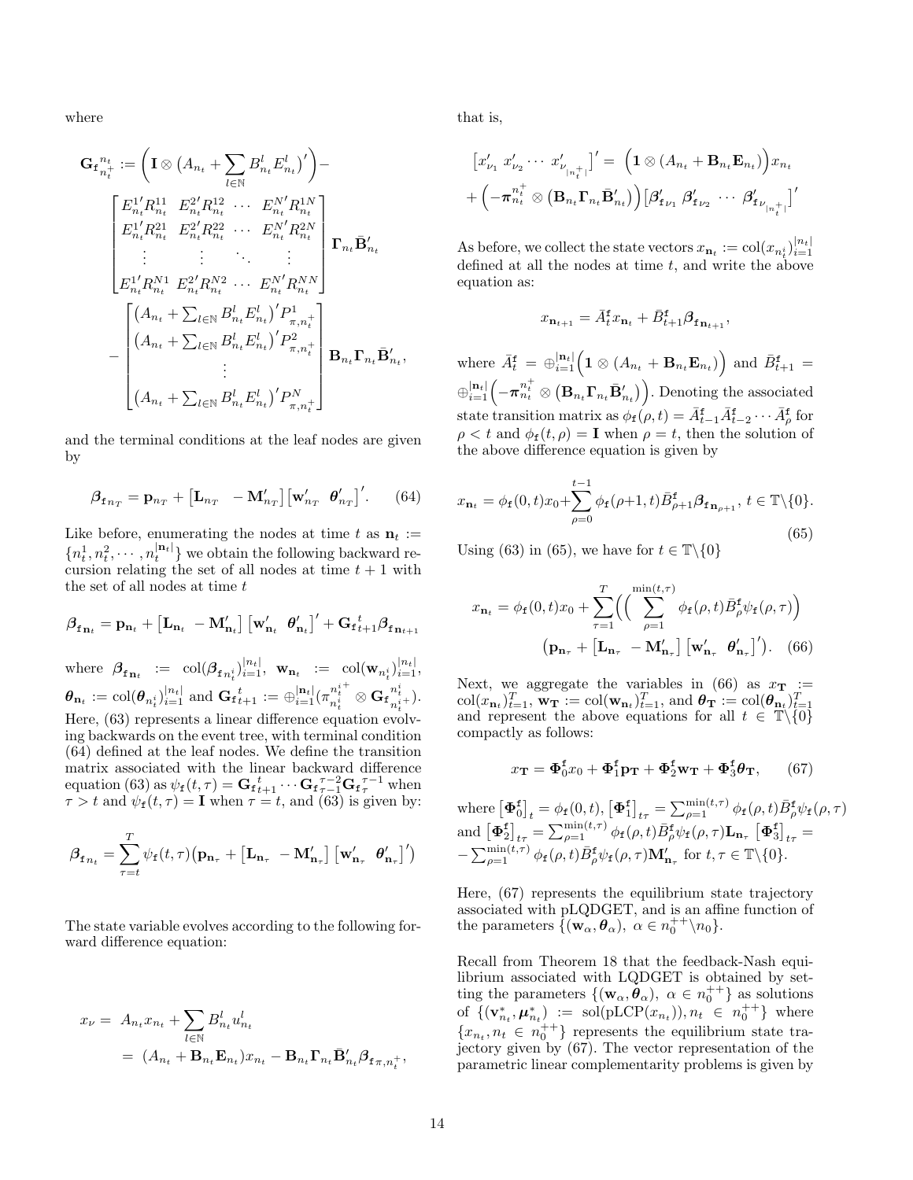where

$$\mathbf{G}_{\mathfrak{f}\, n_t^+}^{\,n_t} := \Big(\mathbf{I} \otimes \big(A_{n_t} + \sum_{l\in\mathbb{N}} B_{n_t}^l E_{n_t}^l\big)'\Big) - \begin{bmatrix} E_{n_t}^{1\prime} R_{n_t}^{11} & E_{n_t}^{2\prime} R_{n_t}^{12} & \cdots & E_{n_t}^{N\prime} R_{n_t}^{1N} \\ E_{n_t}^{1\prime} R_{n_t}^{21} & E_{n_t}^{2\prime} R_{n_t}^{22} & \cdots & E_{n_t}^{N\prime} R_{n_t}^{2N} \\ \vdots & \vdots & \ddots & \vdots \\ E_{n_t}^{1\prime} R_{n_t}^{N1} & E_{n_t}^{2\prime} R_{n_t}^{N2} & \cdots & E_{n_t}^{N\prime} R_{n_t}^{NN} \end{bmatrix} \boldsymbol{\Gamma}_{n_t} \bar{\mathbf{B}}_{n_t}' - \begin{bmatrix} \big(A_{n_t} + \sum_{l\in\mathbb{N}} B_{n_t}^l E_{n_t}^l\big)' P_{\pi, n_t^+}^1 \\ \big(A_{n_t} + \sum_{l\in\mathbb{N}} B_{n_t}^l E_{n_t}^l\big)' P_{\pi, n_t^+}^2 \\ \vdots \\ \big(A_{n_t} + \sum_{l\in\mathbb{N}} B_{n_t}^l E_{n_t}^l\big)' P_{\pi, n_t^+}^N \end{bmatrix} \mathbf{B}_{n_t} \boldsymbol{\Gamma}_{n_t} \bar{\mathbf{B}}_{n_t}',$$

and the terminal conditions at the leaf nodes are given by

$$\boldsymbol{\beta}_{\mathfrak{f}\, n_T} = \mathbf{p}_{n_T} + \begin{bmatrix} \mathbf{L}_{n_T} & -\mathbf{M}_{n_T}' \end{bmatrix} \begin{bmatrix} \mathbf{w}_{n_T}' & \boldsymbol{\theta}_{n_T}' \end{bmatrix}'. \tag{64}$$

Like before, enumerating the nodes at time $t$ as $\mathbf{n}_t := \{n_t^1, n_t^2, \cdots, n_t^{|\mathbf{n}_t|}\}$ we obtain the following backward recursion relating the set of all nodes at time $t+1$ with the set of all nodes at time $t$

$$\boldsymbol{\beta}_{\mathfrak{f}\,\mathbf{n}_t} = \mathbf{p}_{\mathbf{n}_t} + \begin{bmatrix} \mathbf{L}_{\mathbf{n}_t} & -\mathbf{M}_{\mathbf{n}_t}' \end{bmatrix} \begin{bmatrix} \mathbf{w}_{\mathbf{n}_t}' & \boldsymbol{\theta}_{\mathbf{n}_t}' \end{bmatrix}' + \mathbf{G}_{\mathfrak{f}\,t+1}^{\,t} \boldsymbol{\beta}_{\mathfrak{f}\,\mathbf{n}_{t+1}}$$

where $\boldsymbol{\beta}_{\mathfrak{f}\,\mathbf{n}_t} := \mathrm{col}(\boldsymbol{\beta}_{\mathfrak{f}\,n_t^i})_{i=1}^{|n_t|}$, $\mathbf{w}_{\mathbf{n}_t} := \mathrm{col}(\mathbf{w}_{n_t^i})_{i=1}^{|n_t|}$, $\boldsymbol{\theta}_{\mathbf{n}_t} := \mathrm{col}(\boldsymbol{\theta}_{n_t^i})_{i=1}^{|n_t|}$ and $\mathbf{G}_{\mathfrak{f}\,t+1}^{\,t} := \oplus_{i=1}^{|\mathbf{n}_t|} (\pi_{n_t^i}^{n_t^{i+}} \otimes \mathbf{G}_{\mathfrak{f}\,n_t^{i+}}^{\,n_t^i})$. Here, (63) represents a linear difference equation evolving backwards on the event tree, with terminal condition (64) defined at the leaf nodes. We define the transition matrix associated with the linear backward difference equation (63) as $\psi_{\mathfrak{f}}(t,\tau) = \mathbf{G}_{\mathfrak{f}\,t+1}^{\,t} \cdots \mathbf{G}_{\mathfrak{f}\,\tau-1}^{\,\tau-2} \mathbf{G}_{\mathfrak{f}\,\tau}^{\,\tau-1}$ when $\tau > t$ and $\psi_{\mathfrak{f}}(t,\tau) = \mathbf{I}$ when $\tau = t$, and (63) is given by:

$$\boldsymbol{\beta}_{\mathfrak{f}\,n_t} = \sum_{\tau=t}^{T} \psi_{\mathfrak{f}}(t,\tau) \big(\mathbf{p}_{\mathbf{n}_\tau} + \begin{bmatrix} \mathbf{L}_{\mathbf{n}_\tau} & -\mathbf{M}_{\mathbf{n}_\tau}' \end{bmatrix} \begin{bmatrix} \mathbf{w}_{\mathbf{n}_\tau}' & \boldsymbol{\theta}_{\mathbf{n}_\tau}' \end{bmatrix}'\big)$$

The state variable evolves according to the following forward difference equation:

$$\begin{aligned} x_\nu &= A_{n_t} x_{n_t} + \sum_{l\in\mathbb{N}} B_{n_t}^l u_{n_t}^l \\ &= (A_{n_t} + \mathbf{B}_{n_t} \mathbf{E}_{n_t}) x_{n_t} - \mathbf{B}_{n_t} \boldsymbol{\Gamma}_{n_t} \bar{\mathbf{B}}_{n_t}' \boldsymbol{\beta}_{\mathfrak{f}\pi, n_t^+}, \end{aligned}$$

that is,

$$\begin{bmatrix} x_{\nu_1}' & x_{\nu_2}' & \cdots & x_{\nu_{|n_t^+|}}' \end{bmatrix}' = \Big(\mathbf{1} \otimes (A_{n_t} + \mathbf{B}_{n_t} \mathbf{E}_{n_t})\Big) x_{n_t} + \Big(-\boldsymbol{\pi}_{n_t}^{n_t^+} \otimes \big(\mathbf{B}_{n_t} \boldsymbol{\Gamma}_{n_t} \bar{\mathbf{B}}_{n_t}'\big)\Big) \begin{bmatrix} \boldsymbol{\beta}_{\mathfrak{f}\nu_1}' & \boldsymbol{\beta}_{\mathfrak{f}\nu_2}' & \cdots & \boldsymbol{\beta}_{\mathfrak{f}\nu_{|n_t^+|}}' \end{bmatrix}'$$

As before, we collect the state vectors $x_{\mathbf{n}_t} := \mathrm{col}(x_{n_t^i})_{i=1}^{|n_t|}$ defined at all the nodes at time $t$, and write the above equation as:

$$x_{\mathbf{n}_{t+1}} = \bar{A}_t^{\mathfrak{f}} x_{\mathbf{n}_t} + \bar{B}_{t+1}^{\mathfrak{f}} \boldsymbol{\beta}_{\mathfrak{f}\,\mathbf{n}_{t+1}},$$

where $\bar{A}_t^{\mathfrak{f}} = \oplus_{i=1}^{|\mathbf{n}_t|} \Big(\mathbf{1} \otimes (A_{n_t} + \mathbf{B}_{n_t} \mathbf{E}_{n_t})\Big)$ and $\bar{B}_{t+1}^{\mathfrak{f}} = \oplus_{i=1}^{|\mathbf{n}_t|} \Big(-\boldsymbol{\pi}_{n_t}^{n_t^+} \otimes \big(\mathbf{B}_{n_t} \boldsymbol{\Gamma}_{n_t} \bar{\mathbf{B}}_{n_t}'\big)\Big)$. Denoting the associated state transition matrix as $\phi_{\mathfrak{f}}(\rho,t) = \bar{A}_{t-1}^{\mathfrak{f}} \bar{A}_{t-2}^{\mathfrak{f}} \cdots \bar{A}_\rho^{\mathfrak{f}}$ for $\rho < t$ and $\phi_{\mathfrak{f}}(t,\rho) = \mathbf{I}$ when $\rho = t$, then the solution of the above difference equation is given by

$$x_{\mathbf{n}_t} = \phi_{\mathfrak{f}}(0,t) x_0 + \sum_{\rho=0}^{t-1} \phi_{\mathfrak{f}}(\rho+1,t) \bar{B}_{\rho+1}^{\mathfrak{f}} \boldsymbol{\beta}_{\mathfrak{f}\,\mathbf{n}_{\rho+1}},\ t \in \mathbb{T}\backslash\{0\}. \tag{65}$$

Using (63) in (65), we have for $t \in \mathbb{T}\backslash\{0\}$

$$x_{\mathbf{n}_t} = \phi_{\mathfrak{f}}(0,t) x_0 + \sum_{\tau=1}^{T} \Big(\Big(\sum_{\rho=1}^{\min(t,\tau)} \phi_{\mathfrak{f}}(\rho,t) \bar{B}_\rho^{\mathfrak{f}} \psi_{\mathfrak{f}}(\rho,\tau)\Big) \big(\mathbf{p}_{\mathbf{n}_\tau} + \begin{bmatrix} \mathbf{L}_{\mathbf{n}_\tau} & -\mathbf{M}_{\mathbf{n}_\tau}' \end{bmatrix} \begin{bmatrix} \mathbf{w}_{\mathbf{n}_\tau}' & \boldsymbol{\theta}_{\mathbf{n}_\tau}' \end{bmatrix}'\big). \tag{66}$$

Next, we aggregate the variables in (66) as $x_{\mathbf{T}} := \mathrm{col}(x_{\mathbf{n}_t})_{t=1}^{T}$, $\mathbf{w}_{\mathbf{T}} := \mathrm{col}(\mathbf{w}_{\mathbf{n}_t})_{t=1}^{T}$, and $\boldsymbol{\theta}_{\mathbf{T}} := \mathrm{col}(\boldsymbol{\theta}_{\mathbf{n}_t})_{t=1}^{T}$ and represent the above equations for all $t \in \mathbb{T}\backslash\{0\}$ compactly as follows:

$$x_{\mathbf{T}} = \boldsymbol{\Phi}_0^{\mathfrak{f}} x_0 + \boldsymbol{\Phi}_1^{\mathfrak{f}} \mathbf{p}_{\mathbf{T}} + \boldsymbol{\Phi}_2^{\mathfrak{f}} \mathbf{w}_{\mathbf{T}} + \boldsymbol{\Phi}_3^{\mathfrak{f}} \boldsymbol{\theta}_{\mathbf{T}}, \tag{67}$$

where $\big[\boldsymbol{\Phi}_0^{\mathfrak{f}}\big]_t = \phi_{\mathfrak{f}}(0,t)$, $\big[\boldsymbol{\Phi}_1^{\mathfrak{f}}\big]_{t\tau} = \sum_{\rho=1}^{\min(t,\tau)} \phi_{\mathfrak{f}}(\rho,t) \bar{B}_\rho^{\mathfrak{f}} \psi_{\mathfrak{f}}(\rho,\tau)$ and $\big[\boldsymbol{\Phi}_2^{\mathfrak{f}}\big]_{t\tau} = \sum_{\rho=1}^{\min(t,\tau)} \phi_{\mathfrak{f}}(\rho,t) \bar{B}_\rho^{\mathfrak{f}} \psi_{\mathfrak{f}}(\rho,\tau) \mathbf{L}_{\mathbf{n}_\tau}$ $\big[\boldsymbol{\Phi}_3^{\mathfrak{f}}\big]_{t\tau} = -\sum_{\rho=1}^{\min(t,\tau)} \phi_{\mathfrak{f}}(\rho,t) \bar{B}_\rho^{\mathfrak{f}} \psi_{\mathfrak{f}}(\rho,\tau) \mathbf{M}_{\mathbf{n}_\tau}'$ for $t,\tau \in \mathbb{T}\backslash\{0\}$.

Here, (67) represents the equilibrium state trajectory associated with pLQDGET, and is an affine function of the parameters $\{(\mathbf{w}_\alpha, \boldsymbol{\theta}_\alpha),\ \alpha \in n_0^{++}\backslash n_0\}$.

Recall from Theorem 18 that the feedback-Nash equilibrium associated with LQDGET is obtained by setting the parameters $\{(\mathbf{w}_\alpha, \boldsymbol{\theta}_\alpha),\ \alpha \in n_0^{++}\}$ as solutions of $\{(\mathbf{v}_{n_t}^*, \boldsymbol{\mu}_{n_t}^*) := \mathrm{sol}(\mathrm{pLCP}(x_{n_t})), n_t \in n_0^{++}\}$ where $\{x_{n_t}, n_t \in n_0^{++}\}$ represents the equilibrium state trajectory given by (67). The vector representation of the parametric linear complementarity problems is given by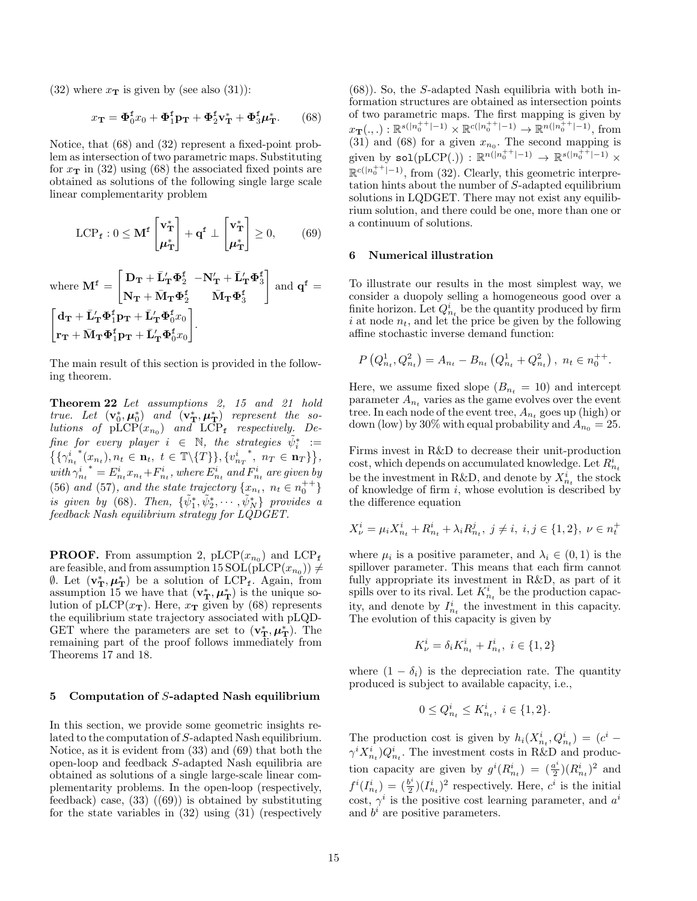(32) where $x_{\mathbf{T}}$ is given by (see also (31)):

$$x_{\mathbf{T}} = \boldsymbol{\Phi}_0^{\mathtt{f}} x_0 + \boldsymbol{\Phi}_1^{\mathtt{f}} \mathbf{p_T} + \boldsymbol{\Phi}_2^{\mathtt{f}} \mathbf{v}_{\mathbf{T}}^* + \boldsymbol{\Phi}_3^{\mathtt{f}} \boldsymbol{\mu}_{\mathbf{T}}^*. \tag{68}$$

Notice, that (68) and (32) represent a fixed-point problem as intersection of two parametric maps. Substituting for $x_{\mathbf{T}}$ in (32) using (68) the associated fixed points are obtained as solutions of the following single large scale linear complementarity problem

$$\mathrm{LCP}_{\mathtt{f}} : 0 \leq \mathbf{M}^{\mathtt{f}} \begin{bmatrix} \mathbf{v}_{\mathbf{T}}^* \\ \boldsymbol{\mu}_{\mathbf{T}}^* \end{bmatrix} + \mathbf{q}^{\mathtt{f}} \perp \begin{bmatrix} \mathbf{v}_{\mathbf{T}}^* \\ \boldsymbol{\mu}_{\mathbf{T}}^* \end{bmatrix} \geq 0, \tag{69}$$

where $\mathbf{M}^{\mathtt{f}} = \begin{bmatrix} \mathbf{D_T} + \bar{\mathbf{L}}_{\mathbf{T}}' \boldsymbol{\Phi}_2^{\mathtt{f}} & -\mathbf{N}_{\mathbf{T}}' + \bar{\mathbf{L}}_{\mathbf{T}}' \boldsymbol{\Phi}_3^{\mathtt{f}} \\ \mathbf{N_T} + \bar{\mathbf{M}}_{\mathbf{T}} \boldsymbol{\Phi}_2^{\mathtt{f}} & \bar{\mathbf{M}}_{\mathbf{T}} \boldsymbol{\Phi}_3^{\mathtt{f}} \end{bmatrix}$ and $\mathbf{q}^{\mathtt{f}} = \begin{bmatrix} \mathbf{d_T} + \bar{\mathbf{L}}_{\mathbf{T}}' \boldsymbol{\Phi}_1^{\mathtt{f}} \mathbf{p_T} + \bar{\mathbf{L}}_{\mathbf{T}}' \boldsymbol{\Phi}_0^{\mathtt{f}} x_0 \\ \mathbf{r_T} + \bar{\mathbf{M}}_{\mathbf{T}} \boldsymbol{\Phi}_1^{\mathtt{f}} \mathbf{p_T} + \bar{\mathbf{L}}_{\mathbf{T}}' \boldsymbol{\Phi}_0^{\mathtt{f}} x_0 \end{bmatrix}$.

The main result of this section is provided in the following theorem.

**Theorem 22** *Let assumptions 2, 15 and 21 hold true. Let $(\mathbf{v}_0^*, \boldsymbol{\mu}_0^*)$ and $(\mathbf{v}_{\mathbf{T}}^*, \boldsymbol{\mu}_{\mathbf{T}}^*)$ represent the solutions of $\mathrm{pLCP}(x_{n_0})$ and $\mathrm{LCP}_{\mathtt{f}}$ respectively. Define for every player $i \in \mathbb{N}$, the strategies $\tilde{\psi}_i^* := \{\{\gamma_{n_t}^{i}{}^*(x_{n_t}), n_t \in \mathbf{n}_t,\ t \in \mathbb{T}\backslash\{T\}\}, \{v_{n_T}^{i}{}^*,\ n_T \in \mathbf{n}_T\}\}$, with $\gamma_{n_t}^{i}{}^* = E_{n_t}^i x_{n_t} + F_{n_t}^i$, where $E_{n_t}^i$ and $F_{n_t}^i$ are given by (56) and (57), and the state trajectory $\{x_{n_t},\ n_t \in n_0^{++}\}$ is given by (68). Then, $\{\tilde{\psi}_1^*, \tilde{\psi}_2^*, \cdots, \tilde{\psi}_N^*\}$ provides a feedback Nash equilibrium strategy for LQDGET.*

**PROOF.** From assumption 2, $\mathrm{pLCP}(x_{n_0})$ and $\mathrm{LCP}_{\mathtt{f}}$ are feasible, and from assumption 15 $\mathrm{SOL}(\mathrm{pLCP}(x_{n_0})) \neq \emptyset$. Let $(\mathbf{v}_{\mathbf{T}}^*, \boldsymbol{\mu}_{\mathbf{T}}^*)$ be a solution of $\mathrm{LCP}_{\mathtt{f}}$. Again, from assumption 15 we have that $(\mathbf{v}_{\mathbf{T}}^*, \boldsymbol{\mu}_{\mathbf{T}}^*)$ is the unique solution of $\mathrm{pLCP}(x_{\mathbf{T}})$. Here, $x_{\mathbf{T}}$ given by (68) represents the equilibrium state trajectory associated with pLQDGET where the parameters are set to $(\mathbf{v}_{\mathbf{T}}^*, \boldsymbol{\mu}_{\mathbf{T}}^*)$. The remaining part of the proof follows immediately from Theorems 17 and 18.

## 5 Computation of $S$-adapted Nash equilibrium

In this section, we provide some geometric insights related to the computation of $S$-adapted Nash equilibrium. Notice, as it is evident from (33) and (69) that both the open-loop and feedback $S$-adapted Nash equilibria are obtained as solutions of a single large-scale linear complementarity problems. In the open-loop (respectively, feedback) case, (33) ((69)) is obtained by substituting for the state variables in (32) using (31) (respectively (68)). So, the $S$-adapted Nash equilibria with both information structures are obtained as intersection points of two parametric maps. The first mapping is given by $x_{\mathbf{T}}(.,.) : \mathbb{R}^{s(|n_0^{++}|-1)} \times \mathbb{R}^{c(|n_0^{++}|-1)} \to \mathbb{R}^{n(|n_0^{++}|-1)}$, from (31) and (68) for a given $x_{n_0}$. The second mapping is given by $\mathtt{sol}(\mathrm{pLCP}(.)) : \mathbb{R}^{n(|n_0^{++}|-1)} \to \mathbb{R}^{s(|n_0^{++}|-1)} \times \mathbb{R}^{c(|n_0^{++}|-1)}$, from (32). Clearly, this geometric interpretation hints about the number of $S$-adapted equilibrium solutions in LQDGET. There may not exist any equilibrium solution, and there could be one, more than one or a continuum of solutions.

## 6 Numerical illustration

To illustrate our results in the most simplest way, we consider a duopoly selling a homogeneous good over a finite horizon. Let $Q_{n_t}^i$ be the quantity produced by firm $i$ at node $n_t$, and let the price be given by the following affine stochastic inverse demand function:

$$P\left(Q_{n_t}^1, Q_{n_t}^2\right) = A_{n_t} - B_{n_t}\left(Q_{n_t}^1 + Q_{n_t}^2\right),\ n_t \in n_0^{++}.$$

Here, we assume fixed slope ($B_{n_t} = 10$) and intercept parameter $A_{n_t}$ varies as the game evolves over the event tree. In each node of the event tree, $A_{n_t}$ goes up (high) or down (low) by 30% with equal probability and $A_{n_0} = 25$.

Firms invest in R&D to decrease their unit-production cost, which depends on accumulated knowledge. Let $R_{n_t}^i$ be the investment in R&D, and denote by $X_{n_t}^i$ the stock of knowledge of firm $i$, whose evolution is described by the difference equation

$$X_{\nu}^i = \mu_i X_{n_t}^i + R_{n_t}^i + \lambda_i R_{n_t}^j,\ j \neq i,\ i, j \in \{1, 2\},\ \nu \in n_t^+$$

where $\mu_i$ is a positive parameter, and $\lambda_i \in (0, 1)$ is the spillover parameter. This means that each firm cannot fully appropriate its investment in R&D, as part of it spills over to its rival. Let $K_{n_t}^i$ be the production capacity, and denote by $I_{n_t}^i$ the investment in this capacity. The evolution of this capacity is given by

$$K_{\nu}^i = \delta_i K_{n_t}^i + I_{n_t}^i,\ i \in \{1, 2\}$$

where $(1 - \delta_i)$ is the depreciation rate. The quantity produced is subject to available capacity, i.e.,

$$0 \leq Q_{n_t}^i \leq K_{n_t}^i,\ i \in \{1, 2\}.$$

The production cost is given by $h_i(X_{n_t}^i, Q_{n_t}^i) = (c^i - \gamma^i X_{n_t}^i) Q_{n_t}^i$. The investment costs in R&D and production capacity are given by $g^i(R_{n_t}^i) = (\frac{a^i}{2})(R_{n_t}^i)^2$ and $f^i(I_{n_t}^i) = (\frac{b^i}{2})(I_{n_t}^i)^2$ respectively. Here, $c^i$ is the initial cost, $\gamma^i$ is the positive cost learning parameter, and $a^i$ and $b^i$ are positive parameters.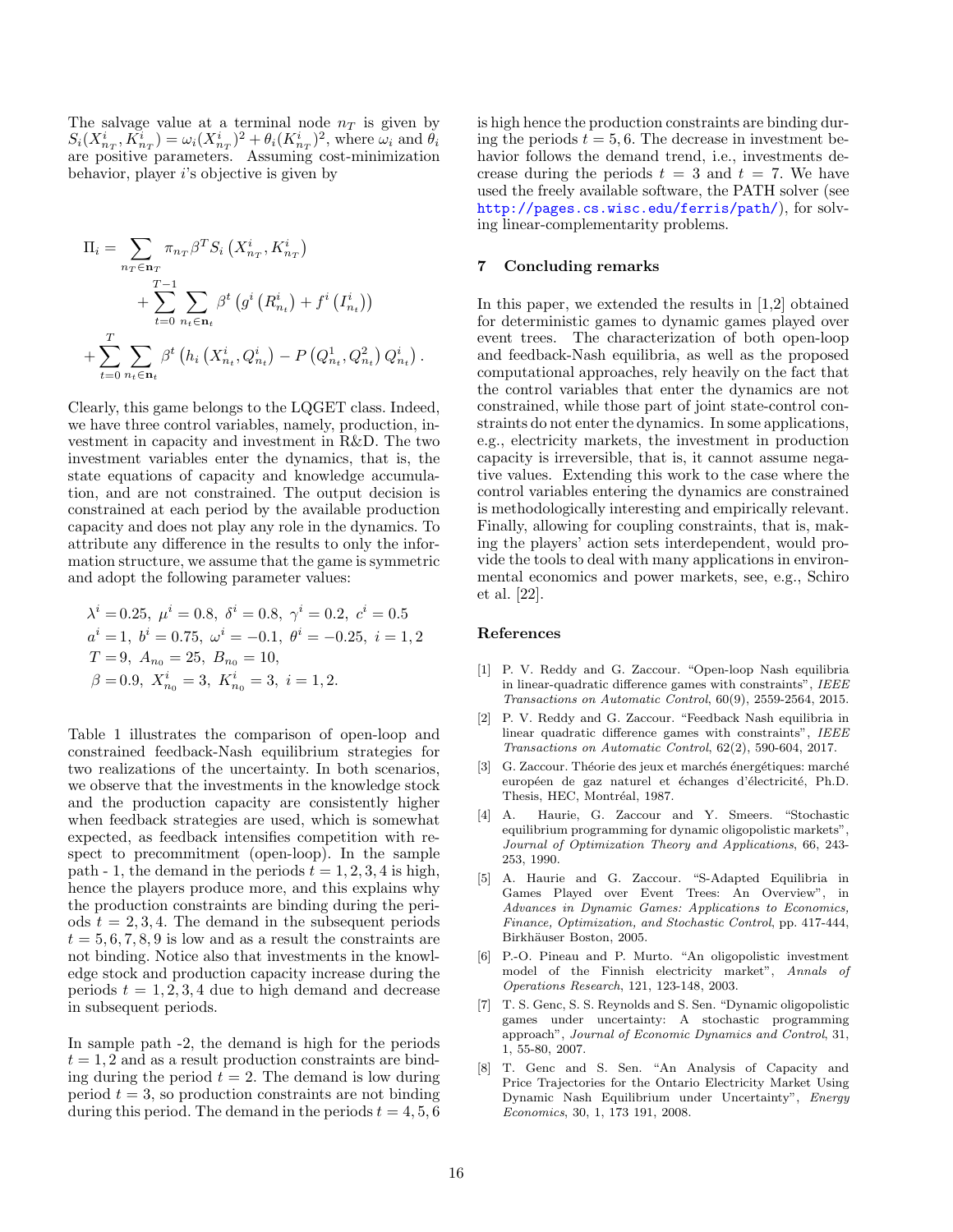The salvage value at a terminal node $n_T$ is given by $S_i(X^i_{n_T}, K^i_{n_T}) = \omega_i (X^i_{n_T})^2 + \theta_i (K^i_{n_T})^2$, where $\omega_i$ and $\theta_i$ are positive parameters. Assuming cost-minimization behavior, player $i$'s objective is given by

$$
\begin{aligned}
\Pi_i = & \sum_{n_T \in \mathbf{n}_T} \pi_{n_T} \beta^T S_i\left(X^i_{n_T}, K^i_{n_T}\right) \\
& + \sum_{t=0}^{T-1} \sum_{n_t \in \mathbf{n}_t} \beta^t \left( g^i\left(R^i_{n_t}\right) + f^i\left(I^i_{n_t}\right) \right) \\
+ & \sum_{t=0}^{T} \sum_{n_t \in \mathbf{n}_t} \beta^t \left( h_i\left(X^i_{n_t}, Q^i_{n_t}\right) - P\left(Q^1_{n_t}, Q^2_{n_t}\right) Q^i_{n_t} \right).
\end{aligned}
$$

Clearly, this game belongs to the LQGET class. Indeed, we have three control variables, namely, production, investment in capacity and investment in R&D. The two investment variables enter the dynamics, that is, the state equations of capacity and knowledge accumulation, and are not constrained. The output decision is constrained at each period by the available production capacity and does not play any role in the dynamics. To attribute any difference in the results to only the information structure, we assume that the game is symmetric and adopt the following parameter values:

$$
\begin{aligned}
&\lambda^i = 0.25,\ \mu^i = 0.8,\ \delta^i = 0.8,\ \gamma^i = 0.2,\ c^i = 0.5 \\
&a^i = 1,\ b^i = 0.75,\ \omega^i = -0.1,\ \theta^i = -0.25,\ i = 1, 2 \\
&T = 9,\ A_{n_0} = 25,\ B_{n_0} = 10, \\
&\beta = 0.9,\ X^i_{n_0} = 3,\ K^i_{n_0} = 3,\ i = 1, 2.
\end{aligned}
$$

Table 1 illustrates the comparison of open-loop and constrained feedback-Nash equilibrium strategies for two realizations of the uncertainty. In both scenarios, we observe that the investments in the knowledge stock and the production capacity are consistently higher when feedback strategies are used, which is somewhat expected, as feedback intensifies competition with respect to precommitment (open-loop). In the sample path - 1, the demand in the periods $t = 1, 2, 3, 4$ is high, hence the players produce more, and this explains why the production constraints are binding during the periods $t = 2, 3, 4$. The demand in the subsequent periods $t = 5, 6, 7, 8, 9$ is low and as a result the constraints are not binding. Notice also that investments in the knowledge stock and production capacity increase during the periods $t = 1, 2, 3, 4$ due to high demand and decrease in subsequent periods.

In sample path -2, the demand is high for the periods $t = 1, 2$ and as a result production constraints are binding during the period $t = 2$. The demand is low during period $t = 3$, so production constraints are not binding during this period. The demand in the periods $t = 4, 5, 6$ is high hence the production constraints are binding during the periods $t = 5, 6$. The decrease in investment behavior follows the demand trend, i.e., investments decrease during the periods $t = 3$ and $t = 7$. We have used the freely available software, the PATH solver (see http://pages.cs.wisc.edu/ferris/path/), for solving linear-complementarity problems.

## 7 Concluding remarks

In this paper, we extended the results in [1,2] obtained for deterministic games to dynamic games played over event trees. The characterization of both open-loop and feedback-Nash equilibria, as well as the proposed computational approaches, rely heavily on the fact that the control variables that enter the dynamics are not constrained, while those part of joint state-control constraints do not enter the dynamics. In some applications, e.g., electricity markets, the investment in production capacity is irreversible, that is, it cannot assume negative values. Extending this work to the case where the control variables entering the dynamics are constrained is methodologically interesting and empirically relevant. Finally, allowing for coupling constraints, that is, making the players' action sets interdependent, would provide the tools to deal with many applications in environmental economics and power markets, see, e.g., Schiro et al. [22].

## References

[1] P. V. Reddy and G. Zaccour. "Open-loop Nash equilibria in linear-quadratic difference games with constraints", *IEEE Transactions on Automatic Control*, 60(9), 2559-2564, 2015.

[2] P. V. Reddy and G. Zaccour. "Feedback Nash equilibria in linear quadratic difference games with constraints", *IEEE Transactions on Automatic Control*, 62(2), 590-604, 2017.

[3] G. Zaccour. Théorie des jeux et marchés énergétiques: marché européen de gaz naturel et échanges d'électricité, Ph.D. Thesis, HEC, Montréal, 1987.

[4] A. Haurie, G. Zaccour and Y. Smeers. "Stochastic equilibrium programming for dynamic oligopolistic markets", *Journal of Optimization Theory and Applications*, 66, 243-253, 1990.

[5] A. Haurie and G. Zaccour. "S-Adapted Equilibria in Games Played over Event Trees: An Overview", in *Advances in Dynamic Games: Applications to Economics, Finance, Optimization, and Stochastic Control*, pp. 417-444, Birkhäuser Boston, 2005.

[6] P.-O. Pineau and P. Murto. "An oligopolistic investment model of the Finnish electricity market", *Annals of Operations Research*, 121, 123-148, 2003.

[7] T. S. Genc, S. S. Reynolds and S. Sen. "Dynamic oligopolistic games under uncertainty: A stochastic programming approach", *Journal of Economic Dynamics and Control*, 31, 1, 55-80, 2007.

[8] T. Genc and S. Sen. "An Analysis of Capacity and Price Trajectories for the Ontario Electricity Market Using Dynamic Nash Equilibrium under Uncertainty", *Energy Economics*, 30, 1, 173 191, 2008.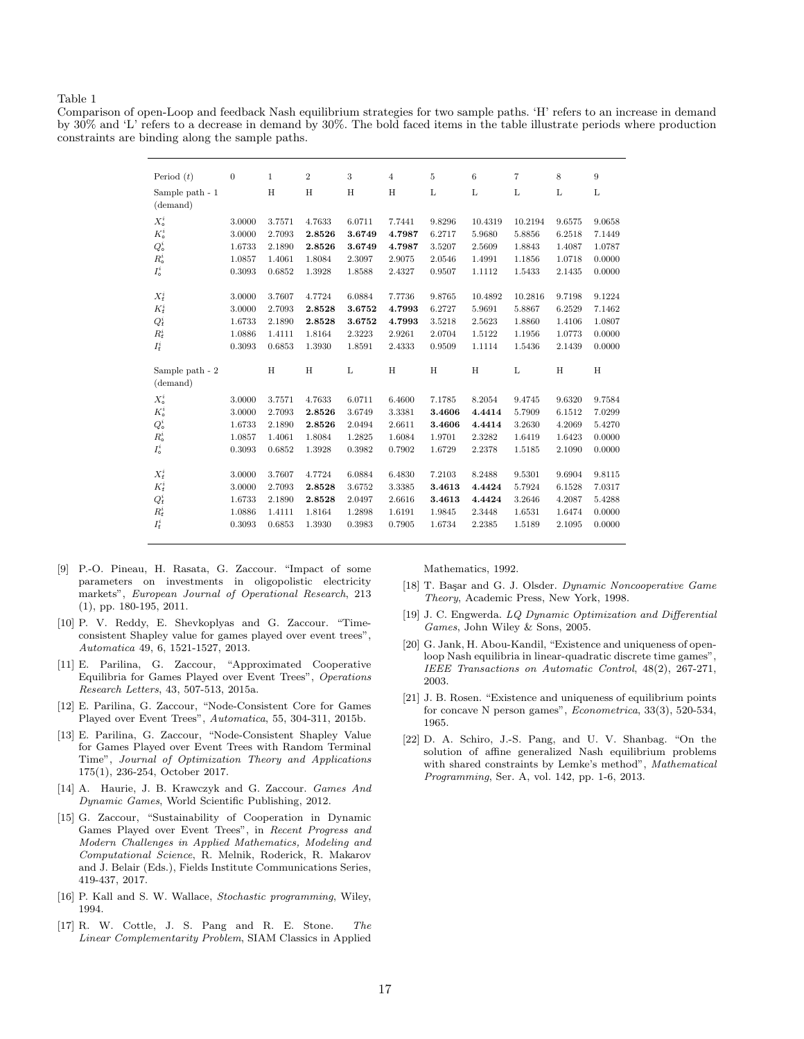Table 1

Comparison of open-Loop and feedback Nash equilibrium strategies for two sample paths. 'H' refers to an increase in demand by 30% and 'L' refers to a decrease in demand by 30%. The bold faced items in the table illustrate periods where production constraints are binding along the sample paths.

| Period ($t$) | 0 | 1 | 2 | 3 | 4 | 5 | 6 | 7 | 8 | 9 |
|---|---|---|---|---|---|---|---|---|---|---|
| Sample path - 1 (demand) | | H | H | H | H | L | L | L | L | L |
| $X_o^i$ | 3.0000 | 3.7571 | 4.7633 | 6.0711 | 7.7441 | 9.8296 | 10.4319 | 10.2194 | 9.6575 | 9.0658 |
| $K_o^i$ | 3.0000 | 2.7093 | **2.8526** | **3.6749** | **4.7987** | 6.2717 | 5.9680 | 5.8856 | 6.2518 | 7.1449 |
| $Q_o^i$ | 1.6733 | 2.1890 | **2.8526** | **3.6749** | **4.7987** | 3.5207 | 2.5609 | 1.8843 | 1.4087 | 1.0787 |
| $R_o^i$ | 1.0857 | 1.4061 | 1.8084 | 2.3097 | 2.9075 | 2.0546 | 1.4991 | 1.1856 | 1.0718 | 0.0000 |
| $I_o^i$ | 0.3093 | 0.6852 | 1.3928 | 1.8588 | 2.4327 | 0.9507 | 1.1112 | 1.5433 | 2.1435 | 0.0000 |
| $X_f^i$ | 3.0000 | 3.7607 | 4.7724 | 6.0884 | 7.7736 | 9.8765 | 10.4892 | 10.2816 | 9.7198 | 9.1224 |
| $K_f^i$ | 3.0000 | 2.7093 | **2.8528** | **3.6752** | **4.7993** | 6.2727 | 5.9691 | 5.8867 | 6.2529 | 7.1462 |
| $Q_f^i$ | 1.6733 | 2.1890 | **2.8528** | **3.6752** | **4.7993** | 3.5218 | 2.5623 | 1.8860 | 1.4106 | 1.0807 |
| $R_f^i$ | 1.0886 | 1.4111 | 1.8164 | 2.3223 | 2.9261 | 2.0704 | 1.5122 | 1.1956 | 1.0773 | 0.0000 |
| $I_f^i$ | 0.3093 | 0.6853 | 1.3930 | 1.8591 | 2.4333 | 0.9509 | 1.1114 | 1.5436 | 2.1439 | 0.0000 |
| Sample path - 2 (demand) | | H | H | L | H | H | H | L | H | H |
| $X_o^i$ | 3.0000 | 3.7571 | 4.7633 | 6.0711 | 6.4600 | 7.1785 | 8.2054 | 9.4745 | 9.6320 | 9.7584 |
| $K_o^i$ | 3.0000 | 2.7093 | **2.8526** | 3.6749 | 3.3381 | **3.4606** | **4.4414** | 5.7909 | 6.1512 | 7.0299 |
| $Q_o^i$ | 1.6733 | 2.1890 | **2.8526** | 2.0494 | 2.6611 | **3.4606** | **4.4414** | 3.2630 | 4.2069 | 5.4270 |
| $R_o^i$ | 1.0857 | 1.4061 | 1.8084 | 1.2825 | 1.6084 | 1.9701 | 2.3282 | 1.6419 | 1.6423 | 0.0000 |
| $I_o^i$ | 0.3093 | 0.6852 | 1.3928 | 0.3982 | 0.7902 | 1.6729 | 2.2378 | 1.5185 | 2.1090 | 0.0000 |
| $X_f^i$ | 3.0000 | 3.7607 | 4.7724 | 6.0884 | 6.4830 | 7.2103 | 8.2488 | 9.5301 | 9.6904 | 9.8115 |
| $K_f^i$ | 3.0000 | 2.7093 | **2.8528** | 3.6752 | 3.3385 | **3.4613** | **4.4424** | 5.7924 | 6.1528 | 7.0317 |
| $Q_f^i$ | 1.6733 | 2.1890 | **2.8528** | 2.0497 | 2.6616 | **3.4613** | **4.4424** | 3.2646 | 4.2087 | 5.4288 |
| $R_f^i$ | 1.0886 | 1.4111 | 1.8164 | 1.2898 | 1.6191 | 1.9845 | 2.3448 | 1.6531 | 1.6474 | 0.0000 |
| $I_f^i$ | 0.3093 | 0.6853 | 1.3930 | 0.3983 | 0.7905 | 1.6734 | 2.2385 | 1.5189 | 2.1095 | 0.0000 |

[9] P.-O. Pineau, H. Rasata, G. Zaccour. "Impact of some parameters on investments in oligopolistic electricity markets", *European Journal of Operational Research*, 213 (1), pp. 180-195, 2011.

[10] P. V. Reddy, E. Shevkoplyas and G. Zaccour. "Time-consistent Shapley value for games played over event trees", *Automatica* 49, 6, 1521-1527, 2013.

[11] E. Parilina, G. Zaccour, "Approximated Cooperative Equilibria for Games Played over Event Trees", *Operations Research Letters*, 43, 507-513, 2015a.

[12] E. Parilina, G. Zaccour, "Node-Consistent Core for Games Played over Event Trees", *Automatica*, 55, 304-311, 2015b.

[13] E. Parilina, G. Zaccour, "Node-Consistent Shapley Value for Games Played over Event Trees with Random Terminal Time", *Journal of Optimization Theory and Applications* 175(1), 236-254, October 2017.

[14] A. Haurie, J. B. Krawczyk and G. Zaccour. *Games And Dynamic Games*, World Scientific Publishing, 2012.

[15] G. Zaccour, "Sustainability of Cooperation in Dynamic Games Played over Event Trees", in *Recent Progress and Modern Challenges in Applied Mathematics, Modeling and Computational Science*, R. Melnik, Roderick, R. Makarov and J. Belair (Eds.), Fields Institute Communications Series, 419-437, 2017.

[16] P. Kall and S. W. Wallace, *Stochastic programming*, Wiley, 1994.

[17] R. W. Cottle, J. S. Pang and R. E. Stone. *The Linear Complementarity Problem*, SIAM Classics in Applied Mathematics, 1992.

[18] T. Başar and G. J. Olsder. *Dynamic Noncooperative Game Theory*, Academic Press, New York, 1998.

[19] J. C. Engwerda. *LQ Dynamic Optimization and Differential Games*, John Wiley & Sons, 2005.

[20] G. Jank, H. Abou-Kandil, "Existence and uniqueness of open-loop Nash equilibria in linear-quadratic discrete time games", *IEEE Transactions on Automatic Control*, 48(2), 267-271, 2003.

[21] J. B. Rosen. "Existence and uniqueness of equilibrium points for concave N person games", *Econometrica*, 33(3), 520-534, 1965.

[22] D. A. Schiro, J.-S. Pang, and U. V. Shanbag. "On the solution of affine generalized Nash equilibrium problems with shared constraints by Lemke's method", *Mathematical Programming*, Ser. A, vol. 142, pp. 1-6, 2013.